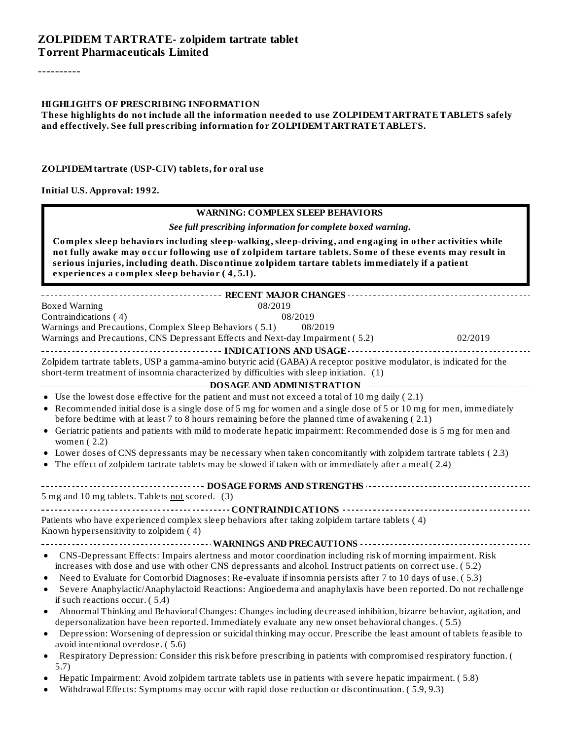**ZOLPIDEM TARTRATE- zolpidem tartrate tablet**
**Torrent Pharmaceuticals Limited**

----------

**HIGHLIGHTS OF PRESCRIBING INFORMATION**
**These highlights do not include all the information needed to use ZOLPIDEM TARTRATE TABLETS safely and effectively. See full prescribing information for ZOLPIDEM TARTRATE TABLETS.**

**ZOLPIDEM tartrate (USP-CIV) tablets, for oral use**

**Initial U.S. Approval: 1992.**

**WARNING: COMPLEX SLEEP BEHAVIORS**

***See full prescribing information for complete boxed warning.***

**Complex sleep behaviors including sleep-walking, sleep-driving, and engaging in other activities while not fully awake may occur following use of zolpidem tartare tablets. Some of these events may result in serious injuries, including death. Discontinue zolpidem tartare tablets immediately if a patient experiences a complex sleep behavior ( 4, 5.1).**

**RECENT MAJOR CHANGES**

| | |
|---|---|
| Boxed Warning | 08/2019 |
| Contraindications ( 4) | 08/2019 |
| Warnings and Precautions, Complex Sleep Behaviors ( 5.1) | 08/2019 |
| Warnings and Precautions, CNS Depressant Effects and Next-day Impairment ( 5.2) | 02/2019 |

**INDICATIONS AND USAGE**

Zolpidem tartrate tablets, USP a gamma-amino butyric acid (GABA) A receptor positive modulator, is indicated for the short-term treatment of insomnia characterized by difficulties with sleep initiation. (1)

**DOSAGE AND ADMINISTRATION**

- Use the lowest dose effective for the patient and must not exceed a total of 10 mg daily ( 2.1)
- Recommended initial dose is a single dose of 5 mg for women and a single dose of 5 or 10 mg for men, immediately before bedtime with at least 7 to 8 hours remaining before the planned time of awakening ( 2.1)
- Geriatric patients and patients with mild to moderate hepatic impairment: Recommended dose is 5 mg for men and women ( 2.2)
- Lower doses of CNS depressants may be necessary when taken concomitantly with zolpidem tartrate tablets ( 2.3)
- The effect of zolpidem tartrate tablets may be slowed if taken with or immediately after a meal ( 2.4)

**DOSAGE FORMS AND STRENGTHS**

5 mg and 10 mg tablets. Tablets not scored. (3)

**CONTRAINDICATIONS**

Patients who have experienced complex sleep behaviors after taking zolpidem tartare tablets ( 4)
Known hypersensitivity to zolpidem ( 4)

**WARNINGS AND PRECAUTIONS**

- CNS-Depressant Effects: Impairs alertness and motor coordination including risk of morning impairment. Risk increases with dose and use with other CNS depressants and alcohol. Instruct patients on correct use. ( 5.2)
- Need to Evaluate for Comorbid Diagnoses: Re-evaluate if insomnia persists after 7 to 10 days of use. ( 5.3)
- Severe Anaphylactic/Anaphylactoid Reactions: Angioedema and anaphylaxis have been reported. Do not rechallenge if such reactions occur. ( 5.4)
- Abnormal Thinking and Behavioral Changes: Changes including decreased inhibition, bizarre behavior, agitation, and depersonalization have been reported. Immediately evaluate any new onset behavioral changes. ( 5.5)
- Depression: Worsening of depression or suicidal thinking may occur. Prescribe the least amount of tablets feasible to avoid intentional overdose. ( 5.6)
- Respiratory Depression: Consider this risk before prescribing in patients with compromised respiratory function. ( 5.7)
- Hepatic Impairment: Avoid zolpidem tartrate tablets use in patients with severe hepatic impairment. ( 5.8)
- Withdrawal Effects: Symptoms may occur with rapid dose reduction or discontinuation. ( 5.9, 9.3)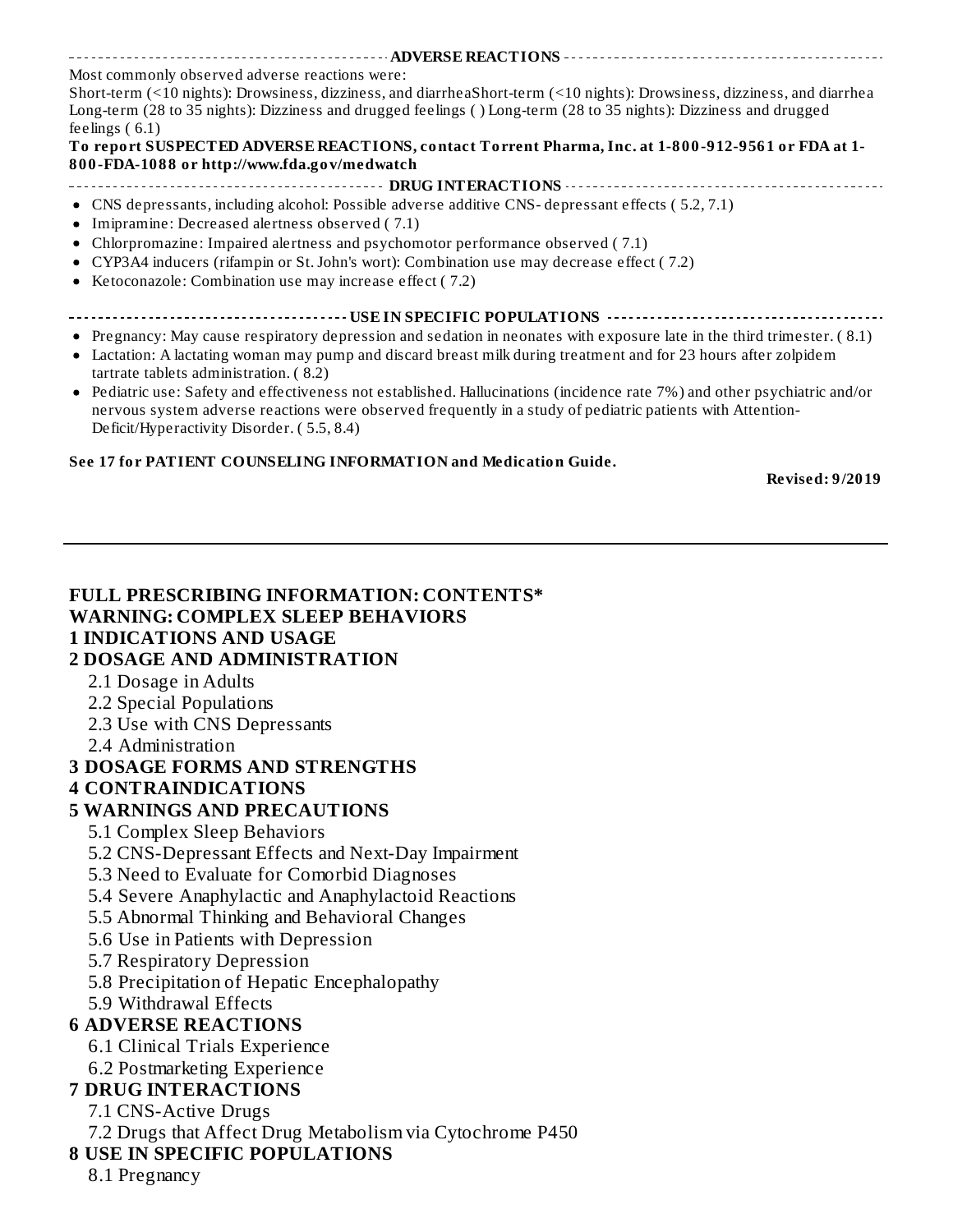## ADVERSE REACTIONS

Most commonly observed adverse reactions were:

Short-term (<10 nights): Drowsiness, dizziness, and diarrheaShort-term (<10 nights): Drowsiness, dizziness, and diarrhea
Long-term (28 to 35 nights): Dizziness and drugged feelings ( ) Long-term (28 to 35 nights): Dizziness and drugged feelings ( 6.1)

**To report SUSPECTED ADVERSE REACTIONS, contact Torrent Pharma, Inc. at 1-800-912-9561 or FDA at 1-800-FDA-1088 or http://www.fda.gov/medwatch**

## DRUG INTERACTIONS

- CNS depressants, including alcohol: Possible adverse additive CNS- depressant effects ( 5.2, 7.1)
- Imipramine: Decreased alertness observed ( 7.1)
- Chlorpromazine: Impaired alertness and psychomotor performance observed ( 7.1)
- CYP3A4 inducers (rifampin or St. John's wort): Combination use may decrease effect ( 7.2)
- Ketoconazole: Combination use may increase effect ( 7.2)

## USE IN SPECIFIC POPULATIONS

- Pregnancy: May cause respiratory depression and sedation in neonates with exposure late in the third trimester. ( 8.1)
- Lactation: A lactating woman may pump and discard breast milk during treatment and for 23 hours after zolpidem tartrate tablets administration. ( 8.2)
- Pediatric use: Safety and effectiveness not established. Hallucinations (incidence rate 7%) and other psychiatric and/or nervous system adverse reactions were observed frequently in a study of pediatric patients with Attention-Deficit/Hyperactivity Disorder. ( 5.5, 8.4)

**See 17 for PATIENT COUNSELING INFORMATION and Medication Guide.**

**Revised: 9/2019**

---

# FULL PRESCRIBING INFORMATION: CONTENTS*

**WARNING: COMPLEX SLEEP BEHAVIORS**

**1 INDICATIONS AND USAGE**

**2 DOSAGE AND ADMINISTRATION**
- 2.1 Dosage in Adults
- 2.2 Special Populations
- 2.3 Use with CNS Depressants
- 2.4 Administration

**3 DOSAGE FORMS AND STRENGTHS**

**4 CONTRAINDICATIONS**

**5 WARNINGS AND PRECAUTIONS**
- 5.1 Complex Sleep Behaviors
- 5.2 CNS-Depressant Effects and Next-Day Impairment
- 5.3 Need to Evaluate for Comorbid Diagnoses
- 5.4 Severe Anaphylactic and Anaphylactoid Reactions
- 5.5 Abnormal Thinking and Behavioral Changes
- 5.6 Use in Patients with Depression
- 5.7 Respiratory Depression
- 5.8 Precipitation of Hepatic Encephalopathy
- 5.9 Withdrawal Effects

**6 ADVERSE REACTIONS**
- 6.1 Clinical Trials Experience
- 6.2 Postmarketing Experience

**7 DRUG INTERACTIONS**
- 7.1 CNS-Active Drugs
- 7.2 Drugs that Affect Drug Metabolism via Cytochrome P450

**8 USE IN SPECIFIC POPULATIONS**
- 8.1 Pregnancy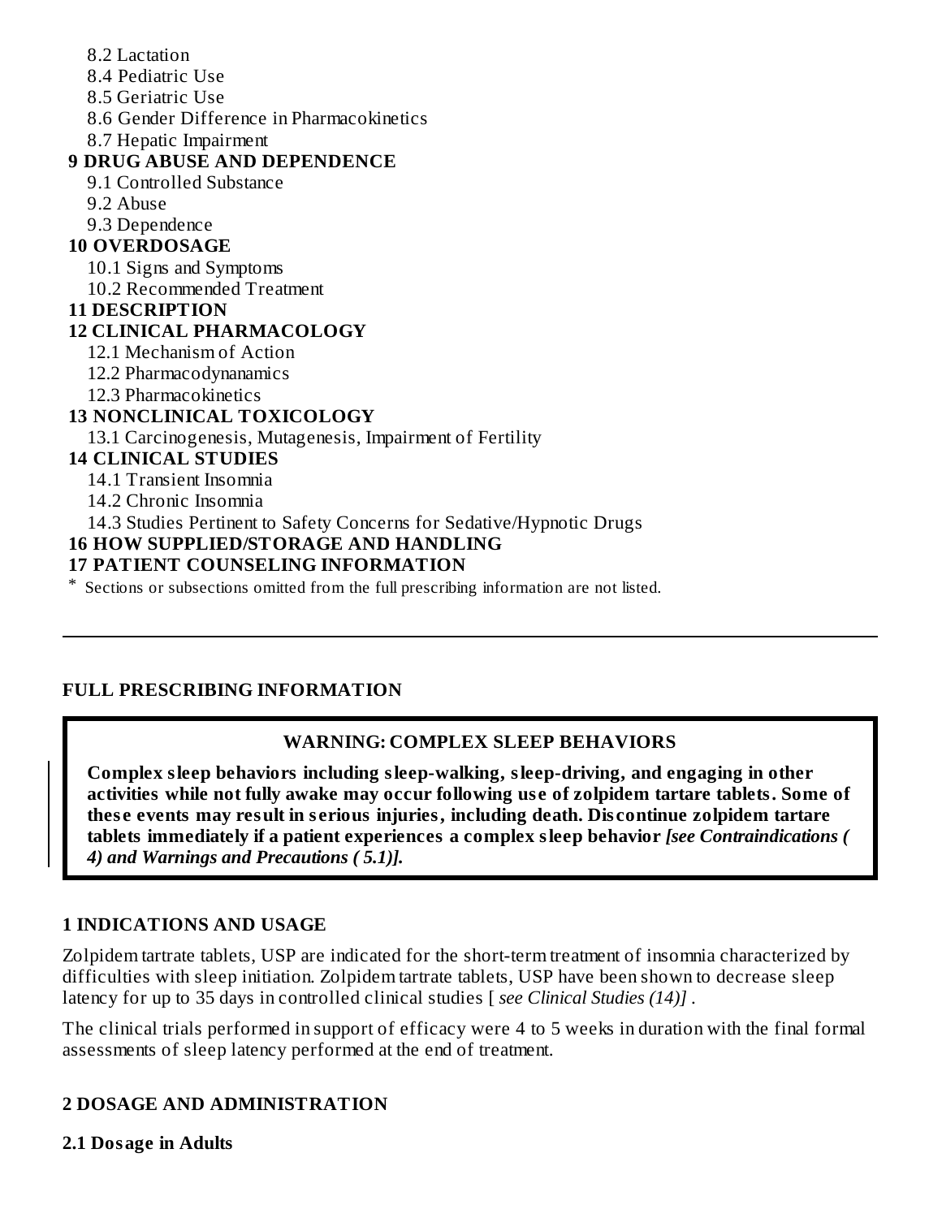8.2 Lactation
8.4 Pediatric Use
8.5 Geriatric Use
8.6 Gender Difference in Pharmacokinetics
8.7 Hepatic Impairment

**9 DRUG ABUSE AND DEPENDENCE**

9.1 Controlled Substance
9.2 Abuse
9.3 Dependence

**10 OVERDOSAGE**

10.1 Signs and Symptoms
10.2 Recommended Treatment

**11 DESCRIPTION**

**12 CLINICAL PHARMACOLOGY**

12.1 Mechanism of Action
12.2 Pharmacodynanamics
12.3 Pharmacokinetics

**13 NONCLINICAL TOXICOLOGY**

13.1 Carcinogenesis, Mutagenesis, Impairment of Fertility

**14 CLINICAL STUDIES**

14.1 Transient Insomnia
14.2 Chronic Insomnia
14.3 Studies Pertinent to Safety Concerns for Sedative/Hypnotic Drugs

**16 HOW SUPPLIED/STORAGE AND HANDLING**

**17 PATIENT COUNSELING INFORMATION**

* Sections or subsections omitted from the full prescribing information are not listed.

---

## FULL PRESCRIBING INFORMATION

**WARNING: COMPLEX SLEEP BEHAVIORS**

**Complex sleep behaviors including sleep-walking, sleep-driving, and engaging in other activities while not fully awake may occur following use of zolpidem tartare tablets. Some of these events may result in serious injuries, including death. Discontinue zolpidem tartare tablets immediately if a patient experiences a complex sleep behavior** ***[see Contraindications ( 4) and Warnings and Precautions ( 5.1)].***

## 1 INDICATIONS AND USAGE

Zolpidem tartrate tablets, USP are indicated for the short-term treatment of insomnia characterized by difficulties with sleep initiation. Zolpidem tartrate tablets, USP have been shown to decrease sleep latency for up to 35 days in controlled clinical studies [ *see Clinical Studies (14)]* .

The clinical trials performed in support of efficacy were 4 to 5 weeks in duration with the final formal assessments of sleep latency performed at the end of treatment.

## 2 DOSAGE AND ADMINISTRATION

### 2.1 Dosage in Adults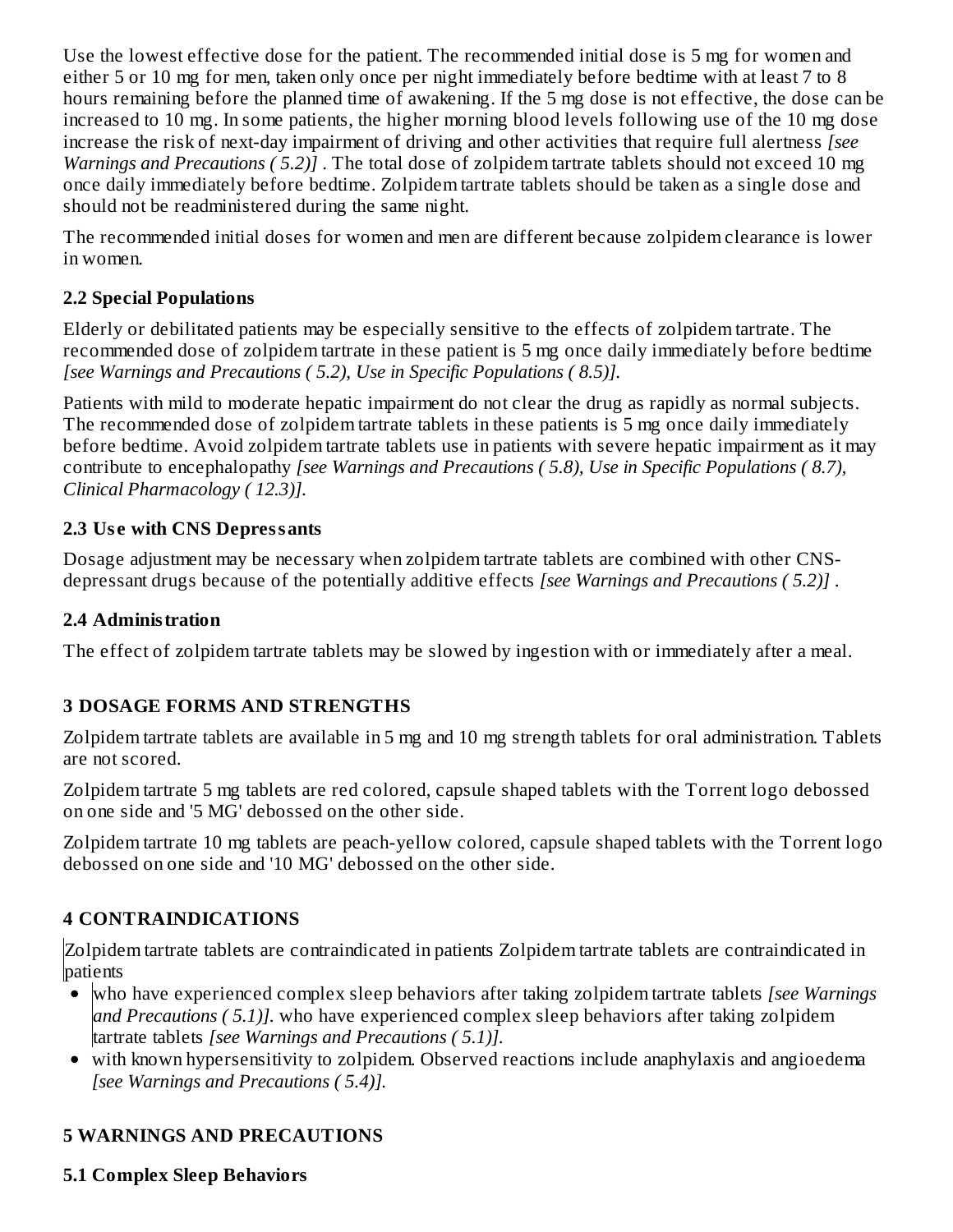Use the lowest effective dose for the patient. The recommended initial dose is 5 mg for women and either 5 or 10 mg for men, taken only once per night immediately before bedtime with at least 7 to 8 hours remaining before the planned time of awakening. If the 5 mg dose is not effective, the dose can be increased to 10 mg. In some patients, the higher morning blood levels following use of the 10 mg dose increase the risk of next-day impairment of driving and other activities that require full alertness *[see Warnings and Precautions ( 5.2)]* . The total dose of zolpidem tartrate tablets should not exceed 10 mg once daily immediately before bedtime. Zolpidem tartrate tablets should be taken as a single dose and should not be readministered during the same night.

The recommended initial doses for women and men are different because zolpidem clearance is lower in women.

### 2.2 Special Populations

Elderly or debilitated patients may be especially sensitive to the effects of zolpidem tartrate. The recommended dose of zolpidem tartrate in these patient is 5 mg once daily immediately before bedtime *[see Warnings and Precautions ( 5.2), Use in Specific Populations ( 8.5)].*

Patients with mild to moderate hepatic impairment do not clear the drug as rapidly as normal subjects. The recommended dose of zolpidem tartrate tablets in these patients is 5 mg once daily immediately before bedtime. Avoid zolpidem tartrate tablets use in patients with severe hepatic impairment as it may contribute to encephalopathy *[see Warnings and Precautions ( 5.8), Use in Specific Populations ( 8.7), Clinical Pharmacology ( 12.3)].*

### 2.3 Use with CNS Depressants

Dosage adjustment may be necessary when zolpidem tartrate tablets are combined with other CNS-depressant drugs because of the potentially additive effects *[see Warnings and Precautions ( 5.2)]* .

### 2.4 Administration

The effect of zolpidem tartrate tablets may be slowed by ingestion with or immediately after a meal.

## 3 DOSAGE FORMS AND STRENGTHS

Zolpidem tartrate tablets are available in 5 mg and 10 mg strength tablets for oral administration. Tablets are not scored.

Zolpidem tartrate 5 mg tablets are red colored, capsule shaped tablets with the Torrent logo debossed on one side and '5 MG' debossed on the other side.

Zolpidem tartrate 10 mg tablets are peach-yellow colored, capsule shaped tablets with the Torrent logo debossed on one side and '10 MG' debossed on the other side.

## 4 CONTRAINDICATIONS

Zolpidem tartrate tablets are contraindicated in patients Zolpidem tartrate tablets are contraindicated in patients

- who have experienced complex sleep behaviors after taking zolpidem tartrate tablets *[see Warnings and Precautions ( 5.1)].* who have experienced complex sleep behaviors after taking zolpidem tartrate tablets *[see Warnings and Precautions ( 5.1)].*
- with known hypersensitivity to zolpidem. Observed reactions include anaphylaxis and angioedema *[see Warnings and Precautions ( 5.4)].*

## 5 WARNINGS AND PRECAUTIONS

### 5.1 Complex Sleep Behaviors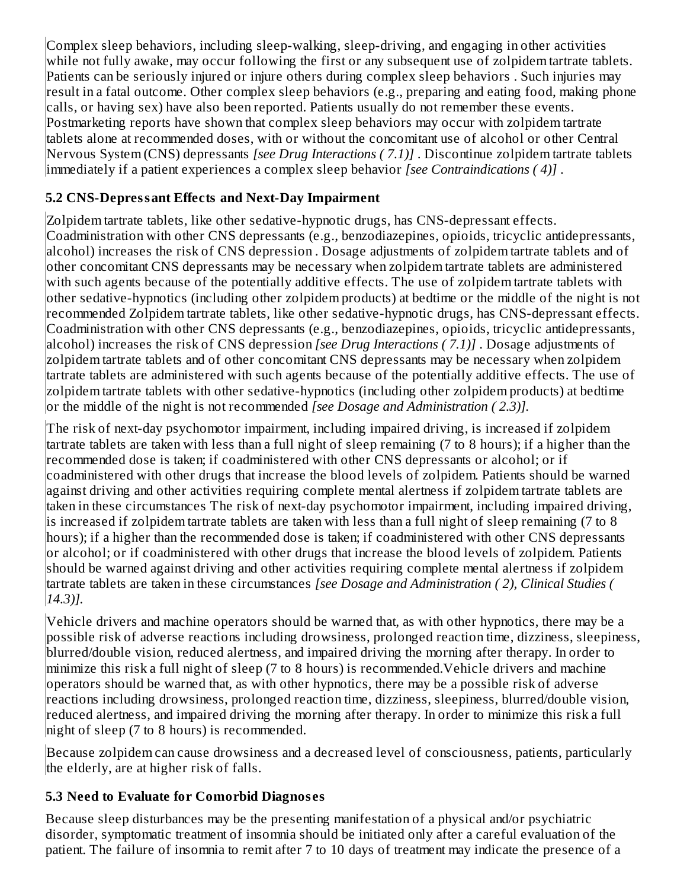Complex sleep behaviors, including sleep-walking, sleep-driving, and engaging in other activities while not fully awake, may occur following the first or any subsequent use of zolpidem tartrate tablets. Patients can be seriously injured or injure others during complex sleep behaviors . Such injuries may result in a fatal outcome. Other complex sleep behaviors (e.g., preparing and eating food, making phone calls, or having sex) have also been reported. Patients usually do not remember these events. Postmarketing reports have shown that complex sleep behaviors may occur with zolpidem tartrate tablets alone at recommended doses, with or without the concomitant use of alcohol or other Central Nervous System (CNS) depressants *[see Drug Interactions ( 7.1)]* . Discontinue zolpidem tartrate tablets immediately if a patient experiences a complex sleep behavior *[see Contraindications ( 4)]* .

### 5.2 CNS-Depressant Effects and Next-Day Impairment

Zolpidem tartrate tablets, like other sedative-hypnotic drugs, has CNS-depressant effects. Coadministration with other CNS depressants (e.g., benzodiazepines, opioids, tricyclic antidepressants, alcohol) increases the risk of CNS depression . Dosage adjustments of zolpidem tartrate tablets and of other concomitant CNS depressants may be necessary when zolpidem tartrate tablets are administered with such agents because of the potentially additive effects. The use of zolpidem tartrate tablets with other sedative-hypnotics (including other zolpidem products) at bedtime or the middle of the night is not recommended Zolpidem tartrate tablets, like other sedative-hypnotic drugs, has CNS-depressant effects. Coadministration with other CNS depressants (e.g., benzodiazepines, opioids, tricyclic antidepressants, alcohol) increases the risk of CNS depression *[see Drug Interactions ( 7.1)]* . Dosage adjustments of zolpidem tartrate tablets and of other concomitant CNS depressants may be necessary when zolpidem tartrate tablets are administered with such agents because of the potentially additive effects. The use of zolpidem tartrate tablets with other sedative-hypnotics (including other zolpidem products) at bedtime or the middle of the night is not recommended *[see Dosage and Administration ( 2.3)].*

The risk of next-day psychomotor impairment, including impaired driving, is increased if zolpidem tartrate tablets are taken with less than a full night of sleep remaining (7 to 8 hours); if a higher than the recommended dose is taken; if coadministered with other CNS depressants or alcohol; or if coadministered with other drugs that increase the blood levels of zolpidem. Patients should be warned against driving and other activities requiring complete mental alertness if zolpidem tartrate tablets are taken in these circumstances The risk of next-day psychomotor impairment, including impaired driving, is increased if zolpidem tartrate tablets are taken with less than a full night of sleep remaining (7 to 8 hours); if a higher than the recommended dose is taken; if coadministered with other CNS depressants or alcohol; or if coadministered with other drugs that increase the blood levels of zolpidem. Patients should be warned against driving and other activities requiring complete mental alertness if zolpidem tartrate tablets are taken in these circumstances *[see Dosage and Administration ( 2), Clinical Studies ( 14.3)].*

Vehicle drivers and machine operators should be warned that, as with other hypnotics, there may be a possible risk of adverse reactions including drowsiness, prolonged reaction time, dizziness, sleepiness, blurred/double vision, reduced alertness, and impaired driving the morning after therapy. In order to minimize this risk a full night of sleep (7 to 8 hours) is recommended.Vehicle drivers and machine operators should be warned that, as with other hypnotics, there may be a possible risk of adverse reactions including drowsiness, prolonged reaction time, dizziness, sleepiness, blurred/double vision, reduced alertness, and impaired driving the morning after therapy. In order to minimize this risk a full night of sleep (7 to 8 hours) is recommended.

Because zolpidem can cause drowsiness and a decreased level of consciousness, patients, particularly the elderly, are at higher risk of falls.

### 5.3 Need to Evaluate for Comorbid Diagnoses

Because sleep disturbances may be the presenting manifestation of a physical and/or psychiatric disorder, symptomatic treatment of insomnia should be initiated only after a careful evaluation of the patient. The failure of insomnia to remit after 7 to 10 days of treatment may indicate the presence of a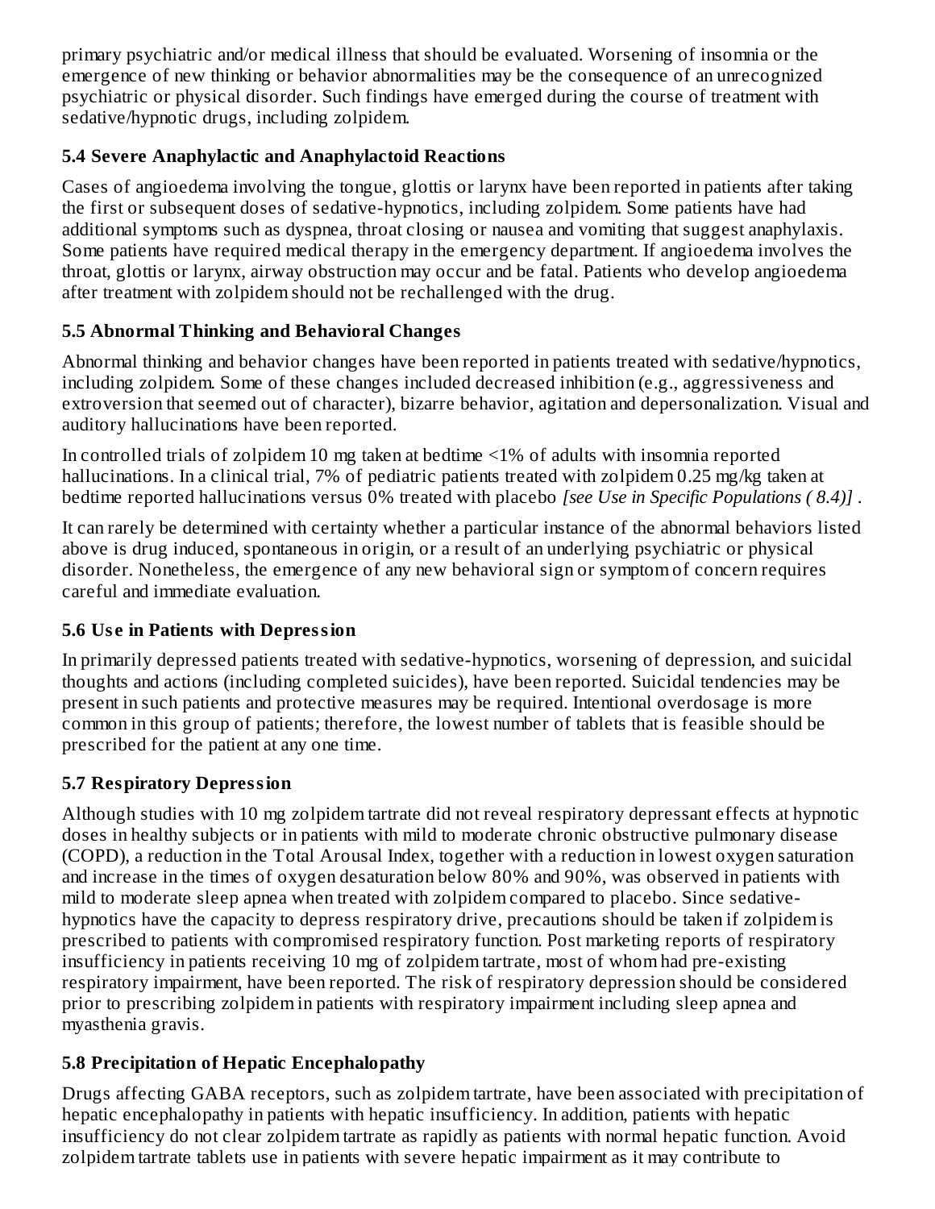primary psychiatric and/or medical illness that should be evaluated. Worsening of insomnia or the emergence of new thinking or behavior abnormalities may be the consequence of an unrecognized psychiatric or physical disorder. Such findings have emerged during the course of treatment with sedative/hypnotic drugs, including zolpidem.

### 5.4 Severe Anaphylactic and Anaphylactoid Reactions

Cases of angioedema involving the tongue, glottis or larynx have been reported in patients after taking the first or subsequent doses of sedative-hypnotics, including zolpidem. Some patients have had additional symptoms such as dyspnea, throat closing or nausea and vomiting that suggest anaphylaxis. Some patients have required medical therapy in the emergency department. If angioedema involves the throat, glottis or larynx, airway obstruction may occur and be fatal. Patients who develop angioedema after treatment with zolpidem should not be rechallenged with the drug.

### 5.5 Abnormal Thinking and Behavioral Changes

Abnormal thinking and behavior changes have been reported in patients treated with sedative/hypnotics, including zolpidem. Some of these changes included decreased inhibition (e.g., aggressiveness and extroversion that seemed out of character), bizarre behavior, agitation and depersonalization. Visual and auditory hallucinations have been reported.

In controlled trials of zolpidem 10 mg taken at bedtime <1% of adults with insomnia reported hallucinations. In a clinical trial, 7% of pediatric patients treated with zolpidem 0.25 mg/kg taken at bedtime reported hallucinations versus 0% treated with placebo *[see Use in Specific Populations ( 8.4)]* .

It can rarely be determined with certainty whether a particular instance of the abnormal behaviors listed above is drug induced, spontaneous in origin, or a result of an underlying psychiatric or physical disorder. Nonetheless, the emergence of any new behavioral sign or symptom of concern requires careful and immediate evaluation.

### 5.6 Use in Patients with Depression

In primarily depressed patients treated with sedative-hypnotics, worsening of depression, and suicidal thoughts and actions (including completed suicides), have been reported. Suicidal tendencies may be present in such patients and protective measures may be required. Intentional overdosage is more common in this group of patients; therefore, the lowest number of tablets that is feasible should be prescribed for the patient at any one time.

### 5.7 Respiratory Depression

Although studies with 10 mg zolpidem tartrate did not reveal respiratory depressant effects at hypnotic doses in healthy subjects or in patients with mild to moderate chronic obstructive pulmonary disease (COPD), a reduction in the Total Arousal Index, together with a reduction in lowest oxygen saturation and increase in the times of oxygen desaturation below 80% and 90%, was observed in patients with mild to moderate sleep apnea when treated with zolpidem compared to placebo. Since sedative-hypnotics have the capacity to depress respiratory drive, precautions should be taken if zolpidem is prescribed to patients with compromised respiratory function. Post marketing reports of respiratory insufficiency in patients receiving 10 mg of zolpidem tartrate, most of whom had pre-existing respiratory impairment, have been reported. The risk of respiratory depression should be considered prior to prescribing zolpidem in patients with respiratory impairment including sleep apnea and myasthenia gravis.

### 5.8 Precipitation of Hepatic Encephalopathy

Drugs affecting GABA receptors, such as zolpidem tartrate, have been associated with precipitation of hepatic encephalopathy in patients with hepatic insufficiency. In addition, patients with hepatic insufficiency do not clear zolpidem tartrate as rapidly as patients with normal hepatic function. Avoid zolpidem tartrate tablets use in patients with severe hepatic impairment as it may contribute to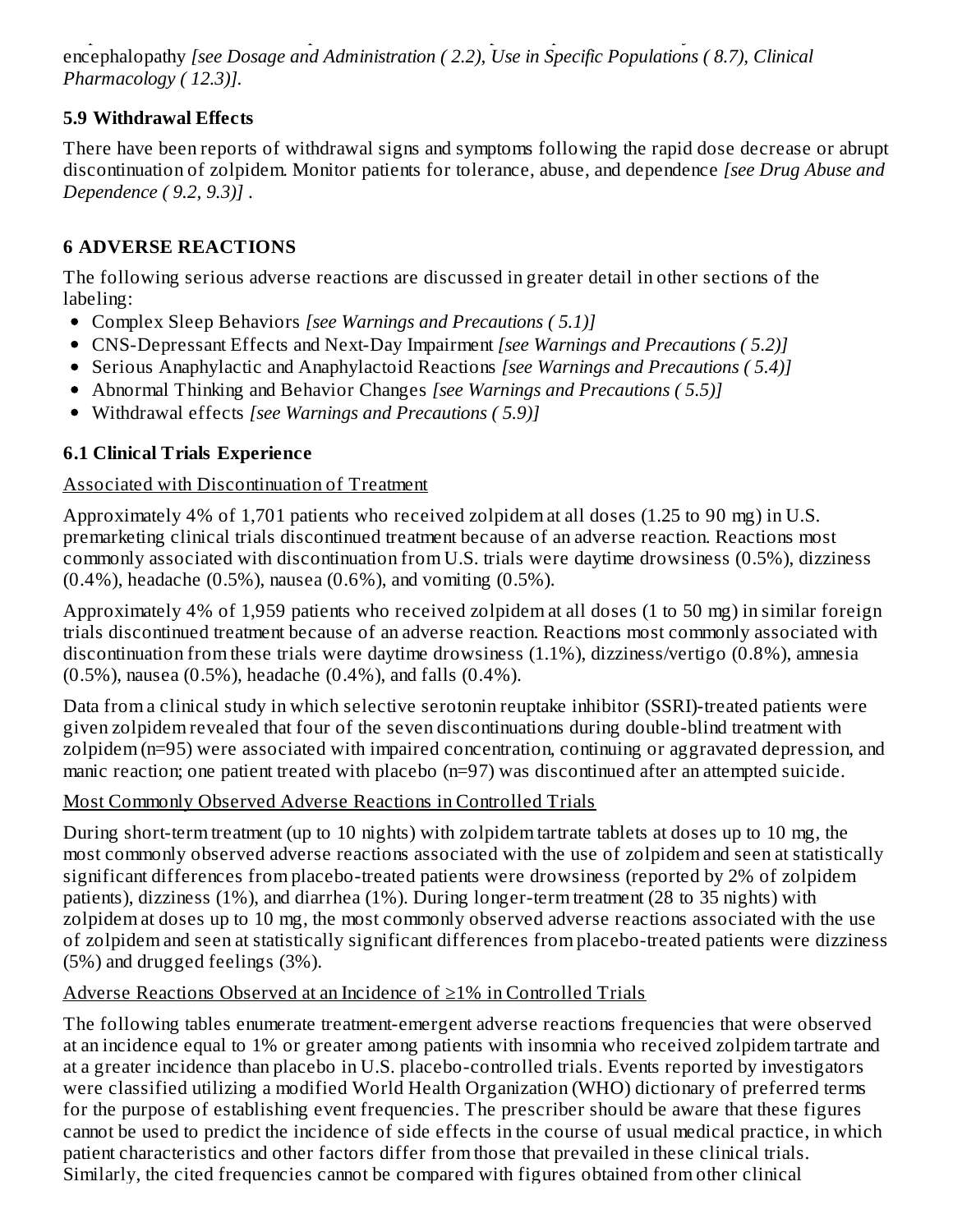encephalopathy *[see Dosage and Administration ( 2.2), Use in Specific Populations ( 8.7), Clinical Pharmacology ( 12.3)]*.

### 5.9 Withdrawal Effects

There have been reports of withdrawal signs and symptoms following the rapid dose decrease or abrupt discontinuation of zolpidem. Monitor patients for tolerance, abuse, and dependence *[see Drug Abuse and Dependence ( 9.2, 9.3)]* .

## 6 ADVERSE REACTIONS

The following serious adverse reactions are discussed in greater detail in other sections of the labeling:

- Complex Sleep Behaviors *[see Warnings and Precautions ( 5.1)]*
- CNS-Depressant Effects and Next-Day Impairment *[see Warnings and Precautions ( 5.2)]*
- Serious Anaphylactic and Anaphylactoid Reactions *[see Warnings and Precautions ( 5.4)]*
- Abnormal Thinking and Behavior Changes *[see Warnings and Precautions ( 5.5)]*
- Withdrawal effects *[see Warnings and Precautions ( 5.9)]*

### 6.1 Clinical Trials Experience

Associated with Discontinuation of Treatment

Approximately 4% of 1,701 patients who received zolpidem at all doses (1.25 to 90 mg) in U.S. premarketing clinical trials discontinued treatment because of an adverse reaction. Reactions most commonly associated with discontinuation from U.S. trials were daytime drowsiness (0.5%), dizziness (0.4%), headache (0.5%), nausea (0.6%), and vomiting (0.5%).

Approximately 4% of 1,959 patients who received zolpidem at all doses (1 to 50 mg) in similar foreign trials discontinued treatment because of an adverse reaction. Reactions most commonly associated with discontinuation from these trials were daytime drowsiness (1.1%), dizziness/vertigo (0.8%), amnesia (0.5%), nausea (0.5%), headache (0.4%), and falls (0.4%).

Data from a clinical study in which selective serotonin reuptake inhibitor (SSRI)-treated patients were given zolpidem revealed that four of the seven discontinuations during double-blind treatment with zolpidem (n=95) were associated with impaired concentration, continuing or aggravated depression, and manic reaction; one patient treated with placebo (n=97) was discontinued after an attempted suicide.

Most Commonly Observed Adverse Reactions in Controlled Trials

During short-term treatment (up to 10 nights) with zolpidem tartrate tablets at doses up to 10 mg, the most commonly observed adverse reactions associated with the use of zolpidem and seen at statistically significant differences from placebo-treated patients were drowsiness (reported by 2% of zolpidem patients), dizziness (1%), and diarrhea (1%). During longer-term treatment (28 to 35 nights) with zolpidem at doses up to 10 mg, the most commonly observed adverse reactions associated with the use of zolpidem and seen at statistically significant differences from placebo-treated patients were dizziness (5%) and drugged feelings (3%).

Adverse Reactions Observed at an Incidence of ≥1% in Controlled Trials

The following tables enumerate treatment-emergent adverse reactions frequencies that were observed at an incidence equal to 1% or greater among patients with insomnia who received zolpidem tartrate and at a greater incidence than placebo in U.S. placebo-controlled trials. Events reported by investigators were classified utilizing a modified World Health Organization (WHO) dictionary of preferred terms for the purpose of establishing event frequencies. The prescriber should be aware that these figures cannot be used to predict the incidence of side effects in the course of usual medical practice, in which patient characteristics and other factors differ from those that prevailed in these clinical trials. Similarly, the cited frequencies cannot be compared with figures obtained from other clinical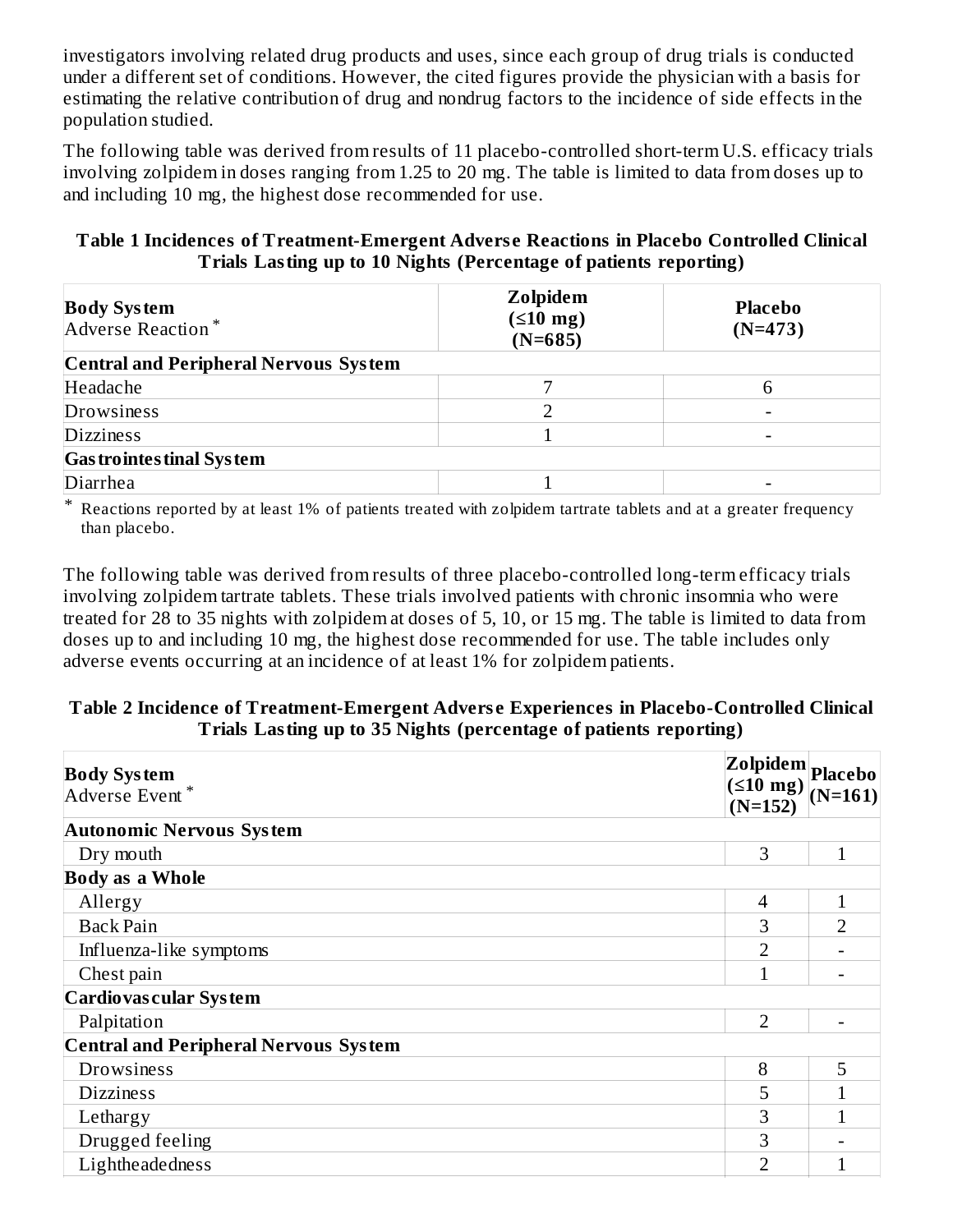investigators involving related drug products and uses, since each group of drug trials is conducted under a different set of conditions. However, the cited figures provide the physician with a basis for estimating the relative contribution of drug and nondrug factors to the incidence of side effects in the population studied.

The following table was derived from results of 11 placebo-controlled short-term U.S. efficacy trials involving zolpidem in doses ranging from 1.25 to 20 mg. The table is limited to data from doses up to and including 10 mg, the highest dose recommended for use.

**Table 1 Incidences of Treatment-Emergent Adverse Reactions in Placebo Controlled Clinical Trials Lasting up to 10 Nights (Percentage of patients reporting)**

| **Body System** Adverse Reaction * | **Zolpidem (≤10 mg) (N=685)** | **Placebo (N=473)** |
|---|---|---|
| **Central and Peripheral Nervous System** | | |
| Headache | 7 | 6 |
| Drowsiness | 2 | - |
| Dizziness | 1 | - |
| **Gastrointestinal System** | | |
| Diarrhea | 1 | - |

\* Reactions reported by at least 1% of patients treated with zolpidem tartrate tablets and at a greater frequency than placebo.

The following table was derived from results of three placebo-controlled long-term efficacy trials involving zolpidem tartrate tablets. These trials involved patients with chronic insomnia who were treated for 28 to 35 nights with zolpidem at doses of 5, 10, or 15 mg. The table is limited to data from doses up to and including 10 mg, the highest dose recommended for use. The table includes only adverse events occurring at an incidence of at least 1% for zolpidem patients.

**Table 2 Incidence of Treatment-Emergent Adverse Experiences in Placebo-Controlled Clinical Trials Lasting up to 35 Nights (percentage of patients reporting)**

| **Body System** Adverse Event * | **Zolpidem (≤10 mg) (N=152)** | **Placebo (N=161)** |
|---|---|---|
| **Autonomic Nervous System** | | |
| Dry mouth | 3 | 1 |
| **Body as a Whole** | | |
| Allergy | 4 | 1 |
| Back Pain | 3 | 2 |
| Influenza-like symptoms | 2 | - |
| Chest pain | 1 | - |
| **Cardiovascular System** | | |
| Palpitation | 2 | - |
| **Central and Peripheral Nervous System** | | |
| Drowsiness | 8 | 5 |
| Dizziness | 5 | 1 |
| Lethargy | 3 | 1 |
| Drugged feeling | 3 | - |
| Lightheadedness | 2 | 1 |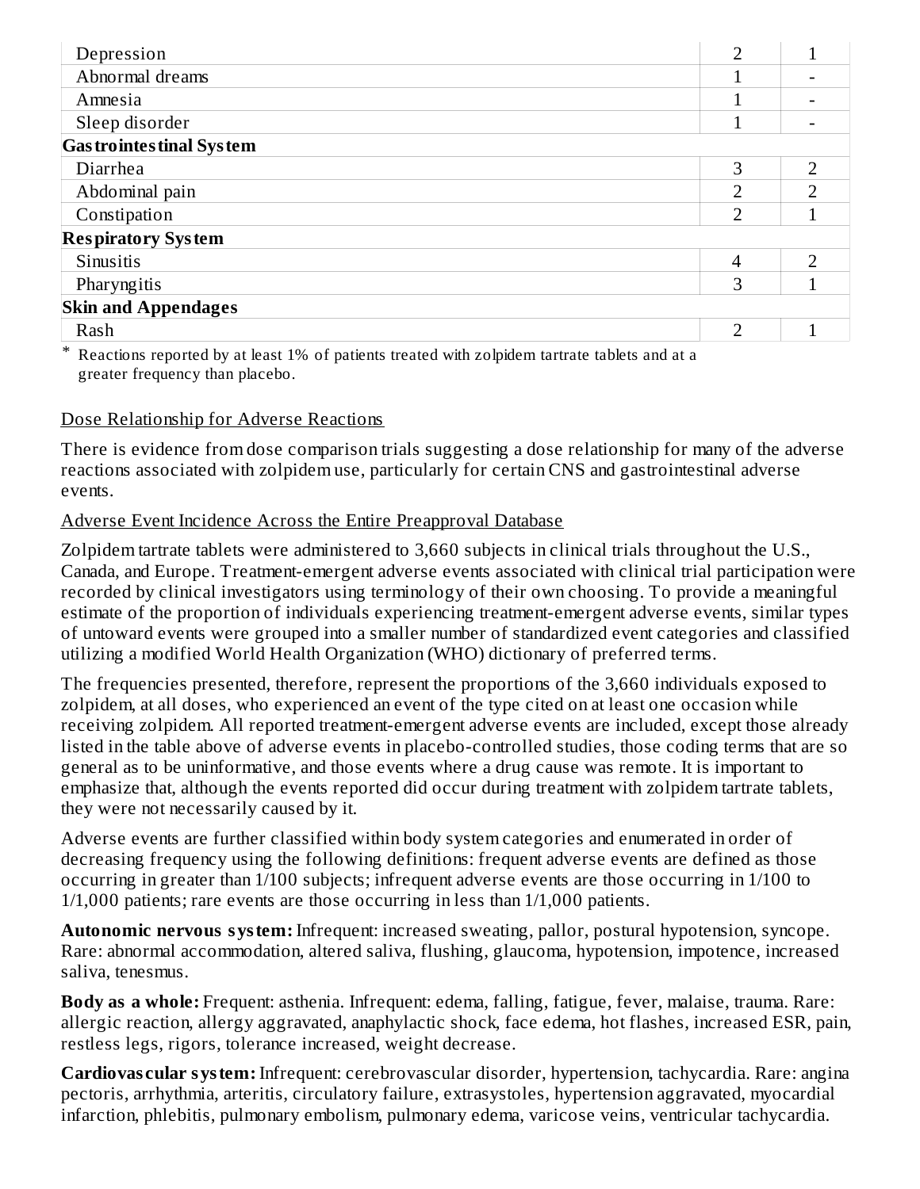| | | |
|---|---|---|
| Depression | 2 | 1 |
| Abnormal dreams | 1 | - |
| Amnesia | 1 | - |
| Sleep disorder | 1 | - |
| **Gastrointestinal System** | | |
| Diarrhea | 3 | 2 |
| Abdominal pain | 2 | 2 |
| Constipation | 2 | 1 |
| **Respiratory System** | | |
| Sinusitis | 4 | 2 |
| Pharyngitis | 3 | 1 |
| **Skin and Appendages** | | |
| Rash | 2 | 1 |

\* Reactions reported by at least 1% of patients treated with zolpidem tartrate tablets and at a greater frequency than placebo.

Dose Relationship for Adverse Reactions

There is evidence from dose comparison trials suggesting a dose relationship for many of the adverse reactions associated with zolpidem use, particularly for certain CNS and gastrointestinal adverse events.

Adverse Event Incidence Across the Entire Preapproval Database

Zolpidem tartrate tablets were administered to 3,660 subjects in clinical trials throughout the U.S., Canada, and Europe. Treatment-emergent adverse events associated with clinical trial participation were recorded by clinical investigators using terminology of their own choosing. To provide a meaningful estimate of the proportion of individuals experiencing treatment-emergent adverse events, similar types of untoward events were grouped into a smaller number of standardized event categories and classified utilizing a modified World Health Organization (WHO) dictionary of preferred terms.

The frequencies presented, therefore, represent the proportions of the 3,660 individuals exposed to zolpidem, at all doses, who experienced an event of the type cited on at least one occasion while receiving zolpidem. All reported treatment-emergent adverse events are included, except those already listed in the table above of adverse events in placebo-controlled studies, those coding terms that are so general as to be uninformative, and those events where a drug cause was remote. It is important to emphasize that, although the events reported did occur during treatment with zolpidem tartrate tablets, they were not necessarily caused by it.

Adverse events are further classified within body system categories and enumerated in order of decreasing frequency using the following definitions: frequent adverse events are defined as those occurring in greater than 1/100 subjects; infrequent adverse events are those occurring in 1/100 to 1/1,000 patients; rare events are those occurring in less than 1/1,000 patients.

**Autonomic nervous system:** Infrequent: increased sweating, pallor, postural hypotension, syncope. Rare: abnormal accommodation, altered saliva, flushing, glaucoma, hypotension, impotence, increased saliva, tenesmus.

**Body as a whole:** Frequent: asthenia. Infrequent: edema, falling, fatigue, fever, malaise, trauma. Rare: allergic reaction, allergy aggravated, anaphylactic shock, face edema, hot flashes, increased ESR, pain, restless legs, rigors, tolerance increased, weight decrease.

**Cardiovascular system:** Infrequent: cerebrovascular disorder, hypertension, tachycardia. Rare: angina pectoris, arrhythmia, arteritis, circulatory failure, extrasystoles, hypertension aggravated, myocardial infarction, phlebitis, pulmonary embolism, pulmonary edema, varicose veins, ventricular tachycardia.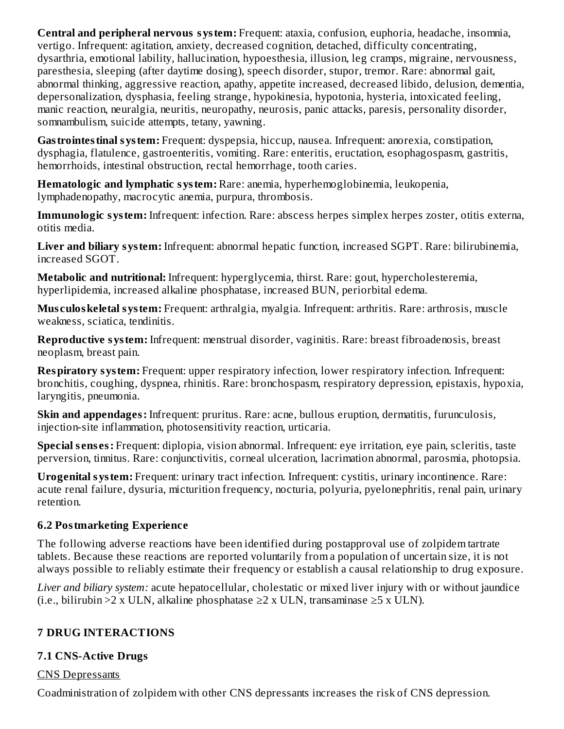**Central and peripheral nervous system:** Frequent: ataxia, confusion, euphoria, headache, insomnia, vertigo. Infrequent: agitation, anxiety, decreased cognition, detached, difficulty concentrating, dysarthria, emotional lability, hallucination, hypoesthesia, illusion, leg cramps, migraine, nervousness, paresthesia, sleeping (after daytime dosing), speech disorder, stupor, tremor. Rare: abnormal gait, abnormal thinking, aggressive reaction, apathy, appetite increased, decreased libido, delusion, dementia, depersonalization, dysphasia, feeling strange, hypokinesia, hypotonia, hysteria, intoxicated feeling, manic reaction, neuralgia, neuritis, neuropathy, neurosis, panic attacks, paresis, personality disorder, somnambulism, suicide attempts, tetany, yawning.

**Gastrointestinal system:** Frequent: dyspepsia, hiccup, nausea. Infrequent: anorexia, constipation, dysphagia, flatulence, gastroenteritis, vomiting. Rare: enteritis, eructation, esophagospasm, gastritis, hemorrhoids, intestinal obstruction, rectal hemorrhage, tooth caries.

**Hematologic and lymphatic system:** Rare: anemia, hyperhemoglobinemia, leukopenia, lymphadenopathy, macrocytic anemia, purpura, thrombosis.

**Immunologic system:** Infrequent: infection. Rare: abscess herpes simplex herpes zoster, otitis externa, otitis media.

**Liver and biliary system:** Infrequent: abnormal hepatic function, increased SGPT. Rare: bilirubinemia, increased SGOT.

**Metabolic and nutritional:** Infrequent: hyperglycemia, thirst. Rare: gout, hypercholesteremia, hyperlipidemia, increased alkaline phosphatase, increased BUN, periorbital edema.

**Musculoskeletal system:** Frequent: arthralgia, myalgia. Infrequent: arthritis. Rare: arthrosis, muscle weakness, sciatica, tendinitis.

**Reproductive system:** Infrequent: menstrual disorder, vaginitis. Rare: breast fibroadenosis, breast neoplasm, breast pain.

**Respiratory system:** Frequent: upper respiratory infection, lower respiratory infection. Infrequent: bronchitis, coughing, dyspnea, rhinitis. Rare: bronchospasm, respiratory depression, epistaxis, hypoxia, laryngitis, pneumonia.

**Skin and appendages:** Infrequent: pruritus. Rare: acne, bullous eruption, dermatitis, furunculosis, injection-site inflammation, photosensitivity reaction, urticaria.

**Special senses:** Frequent: diplopia, vision abnormal. Infrequent: eye irritation, eye pain, scleritis, taste perversion, tinnitus. Rare: conjunctivitis, corneal ulceration, lacrimation abnormal, parosmia, photopsia.

**Urogenital system:** Frequent: urinary tract infection. Infrequent: cystitis, urinary incontinence. Rare: acute renal failure, dysuria, micturition frequency, nocturia, polyuria, pyelonephritis, renal pain, urinary retention.

### 6.2 Postmarketing Experience

The following adverse reactions have been identified during postapproval use of zolpidem tartrate tablets. Because these reactions are reported voluntarily from a population of uncertain size, it is not always possible to reliably estimate their frequency or establish a causal relationship to drug exposure.

*Liver and biliary system:* acute hepatocellular, cholestatic or mixed liver injury with or without jaundice (i.e., bilirubin >2 x ULN, alkaline phosphatase ≥2 x ULN, transaminase ≥5 x ULN).

## 7 DRUG INTERACTIONS

### 7.1 CNS-Active Drugs

CNS Depressants

Coadministration of zolpidem with other CNS depressants increases the risk of CNS depression.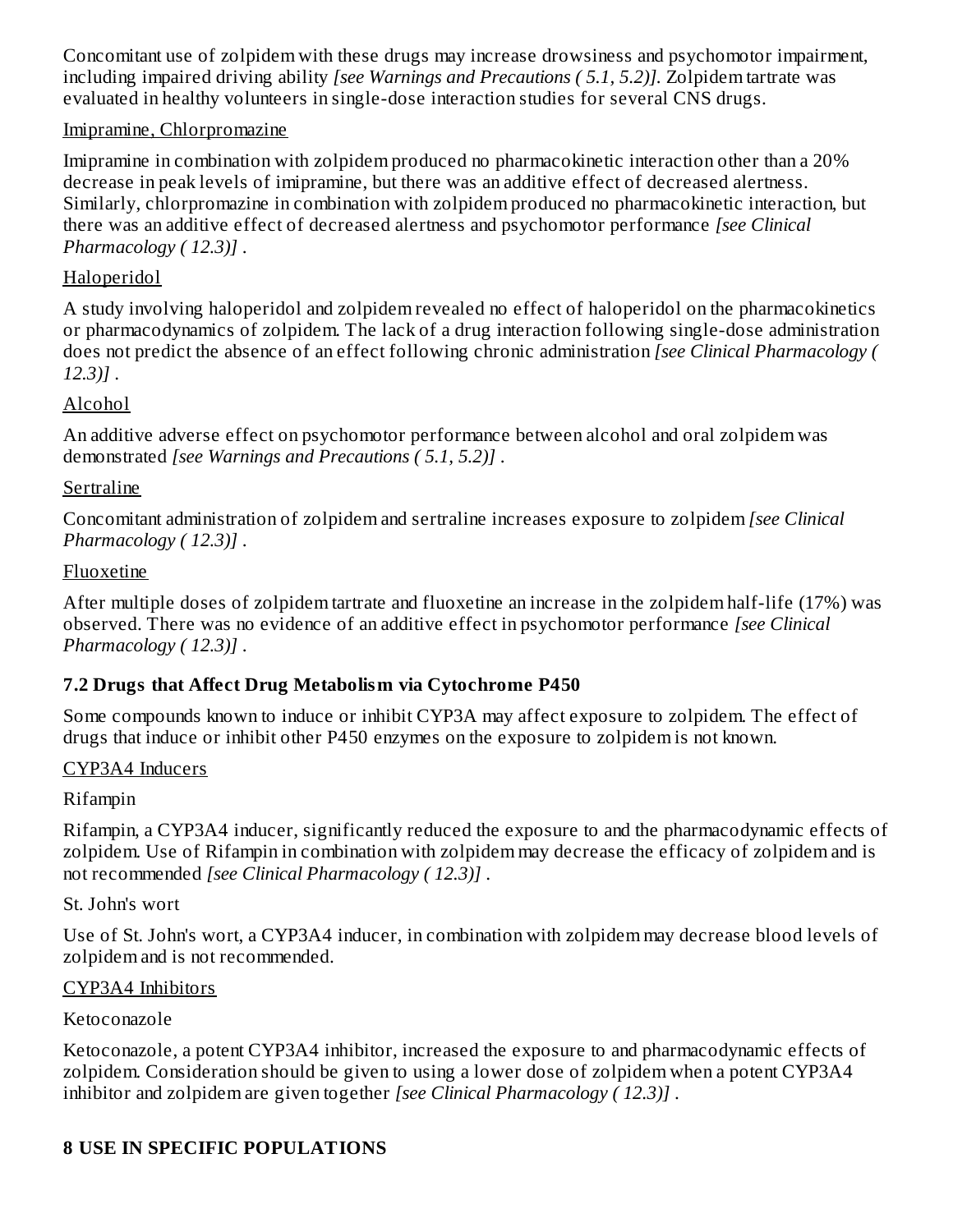Concomitant use of zolpidem with these drugs may increase drowsiness and psychomotor impairment, including impaired driving ability *[see Warnings and Precautions ( 5.1, 5.2)]*. Zolpidem tartrate was evaluated in healthy volunteers in single-dose interaction studies for several CNS drugs.

Imipramine, Chlorpromazine

Imipramine in combination with zolpidem produced no pharmacokinetic interaction other than a 20% decrease in peak levels of imipramine, but there was an additive effect of decreased alertness. Similarly, chlorpromazine in combination with zolpidem produced no pharmacokinetic interaction, but there was an additive effect of decreased alertness and psychomotor performance *[see Clinical Pharmacology ( 12.3)]* .

Haloperidol

A study involving haloperidol and zolpidem revealed no effect of haloperidol on the pharmacokinetics or pharmacodynamics of zolpidem. The lack of a drug interaction following single-dose administration does not predict the absence of an effect following chronic administration *[see Clinical Pharmacology ( 12.3)]* .

Alcohol

An additive adverse effect on psychomotor performance between alcohol and oral zolpidem was demonstrated *[see Warnings and Precautions ( 5.1, 5.2)]* .

Sertraline

Concomitant administration of zolpidem and sertraline increases exposure to zolpidem *[see Clinical Pharmacology ( 12.3)]* .

Fluoxetine

After multiple doses of zolpidem tartrate and fluoxetine an increase in the zolpidem half-life (17%) was observed. There was no evidence of an additive effect in psychomotor performance *[see Clinical Pharmacology ( 12.3)]* .

### 7.2 Drugs that Affect Drug Metabolism via Cytochrome P450

Some compounds known to induce or inhibit CYP3A may affect exposure to zolpidem. The effect of drugs that induce or inhibit other P450 enzymes on the exposure to zolpidem is not known.

CYP3A4 Inducers

Rifampin

Rifampin, a CYP3A4 inducer, significantly reduced the exposure to and the pharmacodynamic effects of zolpidem. Use of Rifampin in combination with zolpidem may decrease the efficacy of zolpidem and is not recommended *[see Clinical Pharmacology ( 12.3)]* .

St. John's wort

Use of St. John's wort, a CYP3A4 inducer, in combination with zolpidem may decrease blood levels of zolpidem and is not recommended.

CYP3A4 Inhibitors

Ketoconazole

Ketoconazole, a potent CYP3A4 inhibitor, increased the exposure to and pharmacodynamic effects of zolpidem. Consideration should be given to using a lower dose of zolpidem when a potent CYP3A4 inhibitor and zolpidem are given together *[see Clinical Pharmacology ( 12.3)]* .

## 8 USE IN SPECIFIC POPULATIONS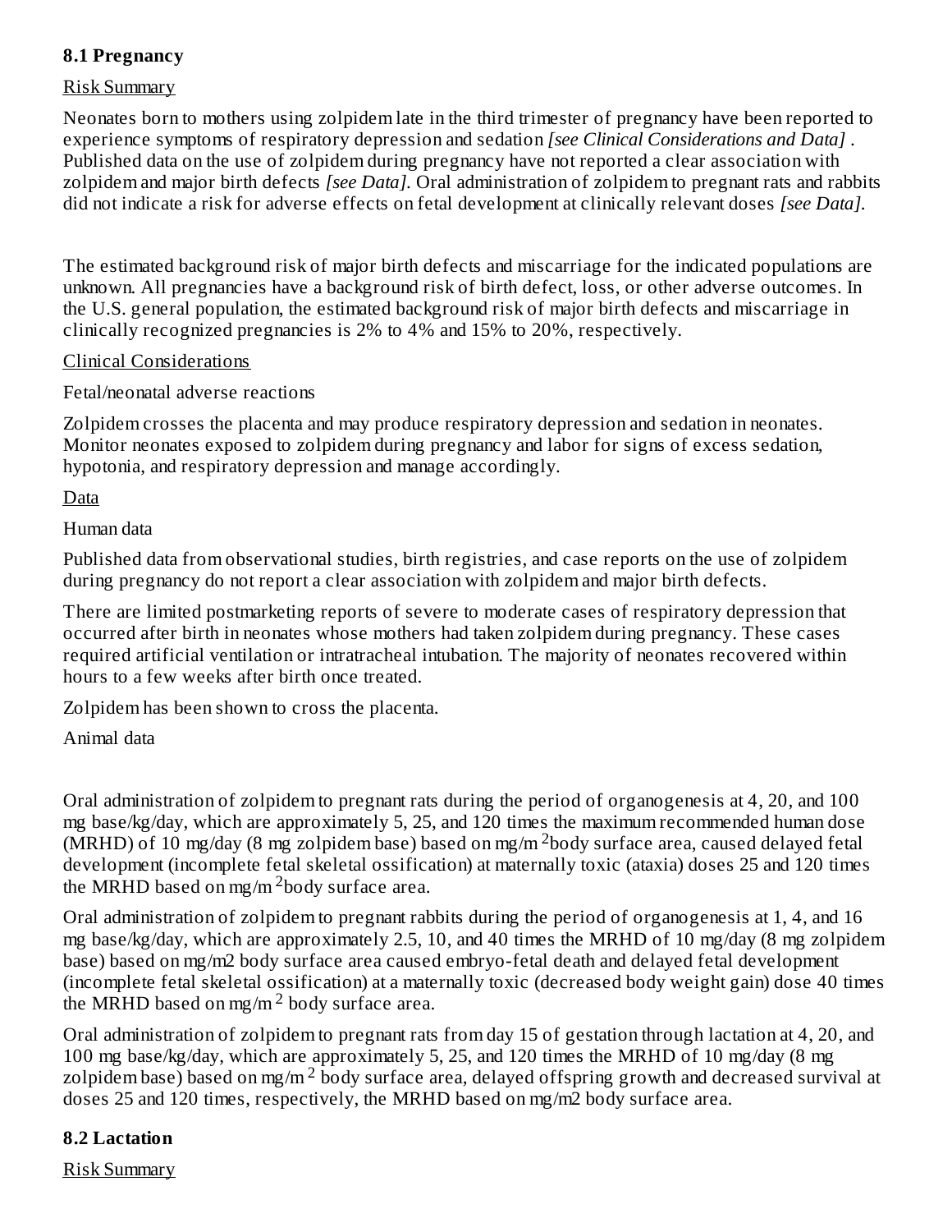### 8.1 Pregnancy

Risk Summary

Neonates born to mothers using zolpidem late in the third trimester of pregnancy have been reported to experience symptoms of respiratory depression and sedation *[see Clinical Considerations and Data]* . Published data on the use of zolpidem during pregnancy have not reported a clear association with zolpidem and major birth defects *[see Data].* Oral administration of zolpidem to pregnant rats and rabbits did not indicate a risk for adverse effects on fetal development at clinically relevant doses *[see Data].*

The estimated background risk of major birth defects and miscarriage for the indicated populations are unknown. All pregnancies have a background risk of birth defect, loss, or other adverse outcomes. In the U.S. general population, the estimated background risk of major birth defects and miscarriage in clinically recognized pregnancies is 2% to 4% and 15% to 20%, respectively.

Clinical Considerations

Fetal/neonatal adverse reactions

Zolpidem crosses the placenta and may produce respiratory depression and sedation in neonates. Monitor neonates exposed to zolpidem during pregnancy and labor for signs of excess sedation, hypotonia, and respiratory depression and manage accordingly.

Data

Human data

Published data from observational studies, birth registries, and case reports on the use of zolpidem during pregnancy do not report a clear association with zolpidem and major birth defects.

There are limited postmarketing reports of severe to moderate cases of respiratory depression that occurred after birth in neonates whose mothers had taken zolpidem during pregnancy. These cases required artificial ventilation or intratracheal intubation. The majority of neonates recovered within hours to a few weeks after birth once treated.

Zolpidem has been shown to cross the placenta.

Animal data

Oral administration of zolpidem to pregnant rats during the period of organogenesis at 4, 20, and 100 mg base/kg/day, which are approximately 5, 25, and 120 times the maximum recommended human dose (MRHD) of 10 mg/day (8 mg zolpidem base) based on mg/m$^2$ body surface area, caused delayed fetal development (incomplete fetal skeletal ossification) at maternally toxic (ataxia) doses 25 and 120 times the MRHD based on mg/m$^2$ body surface area.

Oral administration of zolpidem to pregnant rabbits during the period of organogenesis at 1, 4, and 16 mg base/kg/day, which are approximately 2.5, 10, and 40 times the MRHD of 10 mg/day (8 mg zolpidem base) based on mg/m2 body surface area caused embryo-fetal death and delayed fetal development (incomplete fetal skeletal ossification) at a maternally toxic (decreased body weight gain) dose 40 times the MRHD based on mg/m$^2$ body surface area.

Oral administration of zolpidem to pregnant rats from day 15 of gestation through lactation at 4, 20, and 100 mg base/kg/day, which are approximately 5, 25, and 120 times the MRHD of 10 mg/day (8 mg zolpidem base) based on mg/m$^2$ body surface area, delayed offspring growth and decreased survival at doses 25 and 120 times, respectively, the MRHD based on mg/m2 body surface area.

### 8.2 Lactation

Risk Summary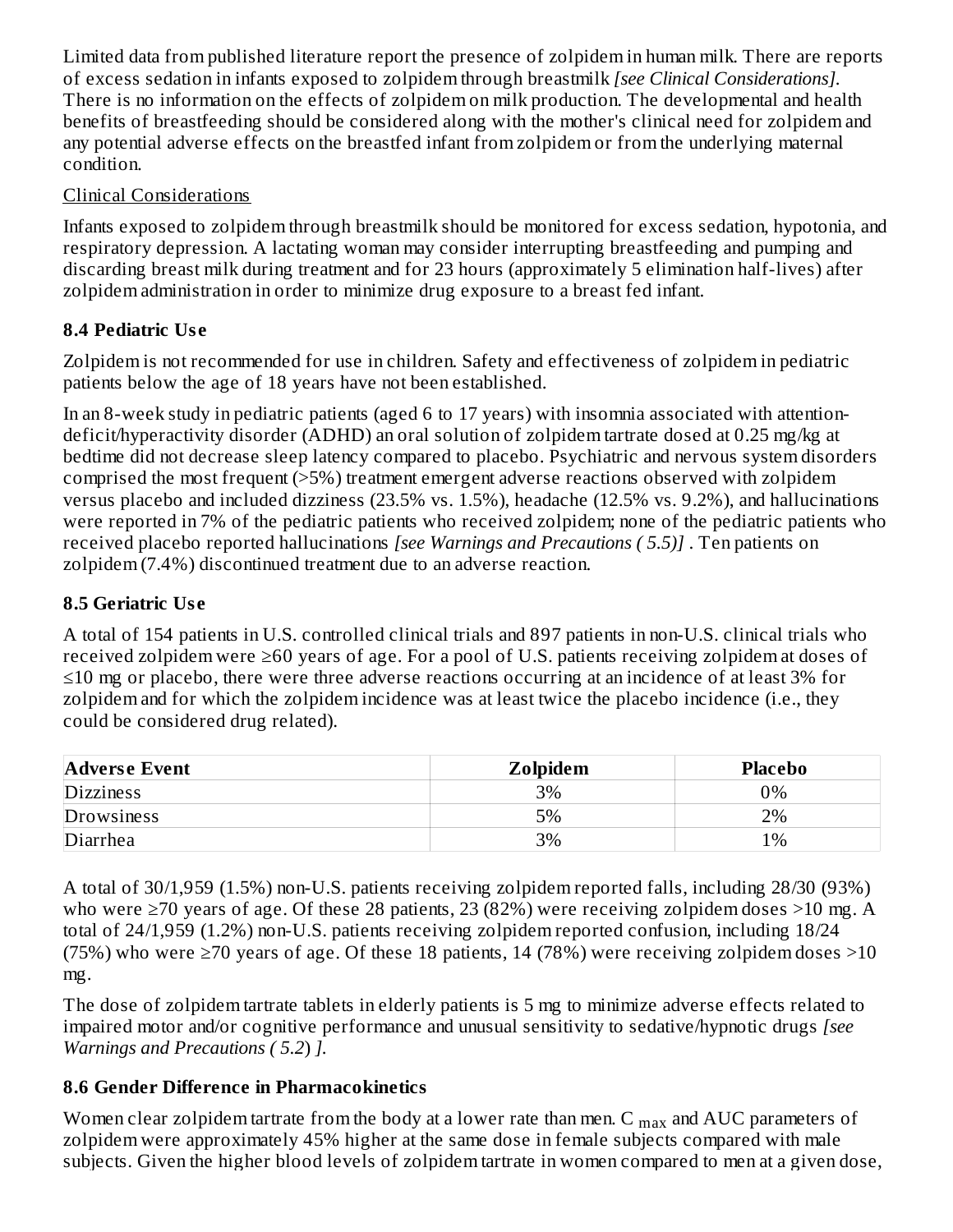Limited data from published literature report the presence of zolpidem in human milk. There are reports of excess sedation in infants exposed to zolpidem through breastmilk *[see Clinical Considerations]*. There is no information on the effects of zolpidem on milk production. The developmental and health benefits of breastfeeding should be considered along with the mother's clinical need for zolpidem and any potential adverse effects on the breastfed infant from zolpidem or from the underlying maternal condition.

Clinical Considerations

Infants exposed to zolpidem through breastmilk should be monitored for excess sedation, hypotonia, and respiratory depression. A lactating woman may consider interrupting breastfeeding and pumping and discarding breast milk during treatment and for 23 hours (approximately 5 elimination half-lives) after zolpidem administration in order to minimize drug exposure to a breast fed infant.

### 8.4 Pediatric Use

Zolpidem is not recommended for use in children. Safety and effectiveness of zolpidem in pediatric patients below the age of 18 years have not been established.

In an 8-week study in pediatric patients (aged 6 to 17 years) with insomnia associated with attention-deficit/hyperactivity disorder (ADHD) an oral solution of zolpidem tartrate dosed at 0.25 mg/kg at bedtime did not decrease sleep latency compared to placebo. Psychiatric and nervous system disorders comprised the most frequent (>5%) treatment emergent adverse reactions observed with zolpidem versus placebo and included dizziness (23.5% vs. 1.5%), headache (12.5% vs. 9.2%), and hallucinations were reported in 7% of the pediatric patients who received zolpidem; none of the pediatric patients who received placebo reported hallucinations *[see Warnings and Precautions (5.5)]*. Ten patients on zolpidem (7.4%) discontinued treatment due to an adverse reaction.

### 8.5 Geriatric Use

A total of 154 patients in U.S. controlled clinical trials and 897 patients in non-U.S. clinical trials who received zolpidem were ≥60 years of age. For a pool of U.S. patients receiving zolpidem at doses of ≤10 mg or placebo, there were three adverse reactions occurring at an incidence of at least 3% for zolpidem and for which the zolpidem incidence was at least twice the placebo incidence (i.e., they could be considered drug related).

| Adverse Event | Zolpidem | Placebo |
|---|---|---|
| Dizziness | 3% | 0% |
| Drowsiness | 5% | 2% |
| Diarrhea | 3% | 1% |

A total of 30/1,959 (1.5%) non-U.S. patients receiving zolpidem reported falls, including 28/30 (93%) who were ≥70 years of age. Of these 28 patients, 23 (82%) were receiving zolpidem doses >10 mg. A total of 24/1,959 (1.2%) non-U.S. patients receiving zolpidem reported confusion, including 18/24 (75%) who were ≥70 years of age. Of these 18 patients, 14 (78%) were receiving zolpidem doses >10 mg.

The dose of zolpidem tartrate tablets in elderly patients is 5 mg to minimize adverse effects related to impaired motor and/or cognitive performance and unusual sensitivity to sedative/hypnotic drugs *[see Warnings and Precautions (5.2)]*.

### 8.6 Gender Difference in Pharmacokinetics

Women clear zolpidem tartrate from the body at a lower rate than men. $C_{max}$ and AUC parameters of zolpidem were approximately 45% higher at the same dose in female subjects compared with male subjects. Given the higher blood levels of zolpidem tartrate in women compared to men at a given dose,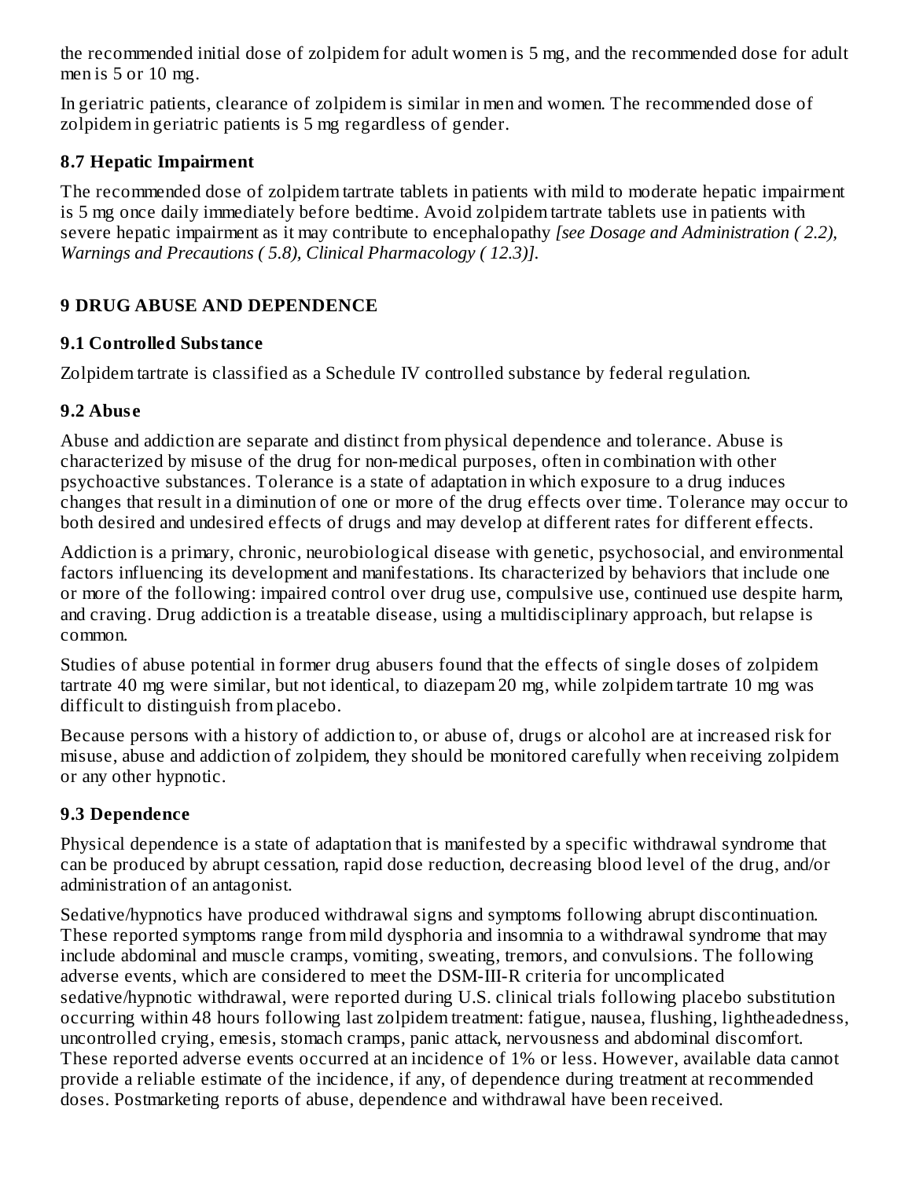the recommended initial dose of zolpidem for adult women is 5 mg, and the recommended dose for adult men is 5 or 10 mg.

In geriatric patients, clearance of zolpidem is similar in men and women. The recommended dose of zolpidem in geriatric patients is 5 mg regardless of gender.

### 8.7 Hepatic Impairment

The recommended dose of zolpidem tartrate tablets in patients with mild to moderate hepatic impairment is 5 mg once daily immediately before bedtime. Avoid zolpidem tartrate tablets use in patients with severe hepatic impairment as it may contribute to encephalopathy *[see Dosage and Administration ( 2.2), Warnings and Precautions ( 5.8), Clinical Pharmacology ( 12.3)].*

## 9 DRUG ABUSE AND DEPENDENCE

### 9.1 Controlled Substance

Zolpidem tartrate is classified as a Schedule IV controlled substance by federal regulation.

### 9.2 Abuse

Abuse and addiction are separate and distinct from physical dependence and tolerance. Abuse is characterized by misuse of the drug for non-medical purposes, often in combination with other psychoactive substances. Tolerance is a state of adaptation in which exposure to a drug induces changes that result in a diminution of one or more of the drug effects over time. Tolerance may occur to both desired and undesired effects of drugs and may develop at different rates for different effects.

Addiction is a primary, chronic, neurobiological disease with genetic, psychosocial, and environmental factors influencing its development and manifestations. Its characterized by behaviors that include one or more of the following: impaired control over drug use, compulsive use, continued use despite harm, and craving. Drug addiction is a treatable disease, using a multidisciplinary approach, but relapse is common.

Studies of abuse potential in former drug abusers found that the effects of single doses of zolpidem tartrate 40 mg were similar, but not identical, to diazepam 20 mg, while zolpidem tartrate 10 mg was difficult to distinguish from placebo.

Because persons with a history of addiction to, or abuse of, drugs or alcohol are at increased risk for misuse, abuse and addiction of zolpidem, they should be monitored carefully when receiving zolpidem or any other hypnotic.

### 9.3 Dependence

Physical dependence is a state of adaptation that is manifested by a specific withdrawal syndrome that can be produced by abrupt cessation, rapid dose reduction, decreasing blood level of the drug, and/or administration of an antagonist.

Sedative/hypnotics have produced withdrawal signs and symptoms following abrupt discontinuation. These reported symptoms range from mild dysphoria and insomnia to a withdrawal syndrome that may include abdominal and muscle cramps, vomiting, sweating, tremors, and convulsions. The following adverse events, which are considered to meet the DSM-III-R criteria for uncomplicated sedative/hypnotic withdrawal, were reported during U.S. clinical trials following placebo substitution occurring within 48 hours following last zolpidem treatment: fatigue, nausea, flushing, lightheadedness, uncontrolled crying, emesis, stomach cramps, panic attack, nervousness and abdominal discomfort. These reported adverse events occurred at an incidence of 1% or less. However, available data cannot provide a reliable estimate of the incidence, if any, of dependence during treatment at recommended doses. Postmarketing reports of abuse, dependence and withdrawal have been received.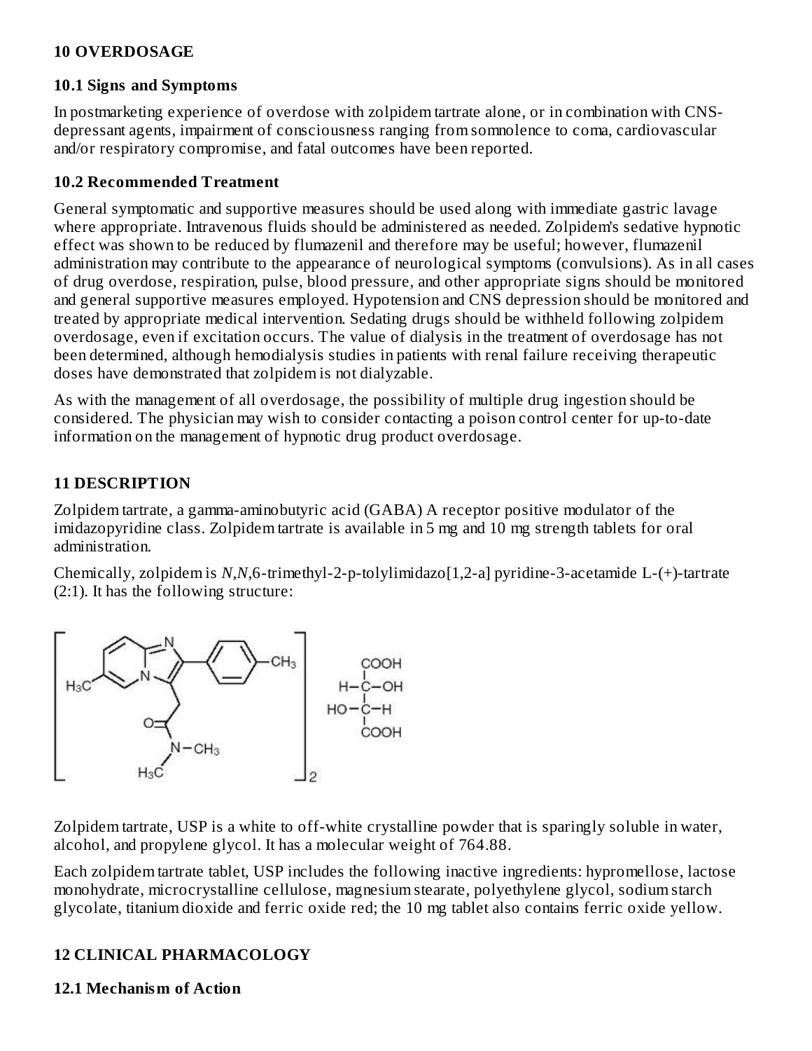## 10 OVERDOSAGE

### 10.1 Signs and Symptoms

In postmarketing experience of overdose with zolpidem tartrate alone, or in combination with CNS-depressant agents, impairment of consciousness ranging from somnolence to coma, cardiovascular and/or respiratory compromise, and fatal outcomes have been reported.

### 10.2 Recommended Treatment

General symptomatic and supportive measures should be used along with immediate gastric lavage where appropriate. Intravenous fluids should be administered as needed. Zolpidem's sedative hypnotic effect was shown to be reduced by flumazenil and therefore may be useful; however, flumazenil administration may contribute to the appearance of neurological symptoms (convulsions). As in all cases of drug overdose, respiration, pulse, blood pressure, and other appropriate signs should be monitored and general supportive measures employed. Hypotension and CNS depression should be monitored and treated by appropriate medical intervention. Sedating drugs should be withheld following zolpidem overdosage, even if excitation occurs. The value of dialysis in the treatment of overdosage has not been determined, although hemodialysis studies in patients with renal failure receiving therapeutic doses have demonstrated that zolpidem is not dialyzable.

As with the management of all overdosage, the possibility of multiple drug ingestion should be considered. The physician may wish to consider contacting a poison control center for up-to-date information on the management of hypnotic drug product overdosage.

## 11 DESCRIPTION

Zolpidem tartrate, a gamma-aminobutyric acid (GABA) A receptor positive modulator of the imidazopyridine class. Zolpidem tartrate is available in 5 mg and 10 mg strength tablets for oral administration.

Chemically, zolpidem is *N*,*N*,6-trimethyl-2-p-tolylimidazo[1,2-a] pyridine-3-acetamide L-(+)-tartrate (2:1). It has the following structure:

Zolpidem tartrate, USP is a white to off-white crystalline powder that is sparingly soluble in water, alcohol, and propylene glycol. It has a molecular weight of 764.88.

Each zolpidem tartrate tablet, USP includes the following inactive ingredients: hypromellose, lactose monohydrate, microcrystalline cellulose, magnesium stearate, polyethylene glycol, sodium starch glycolate, titanium dioxide and ferric oxide red; the 10 mg tablet also contains ferric oxide yellow.

## 12 CLINICAL PHARMACOLOGY

### 12.1 Mechanism of Action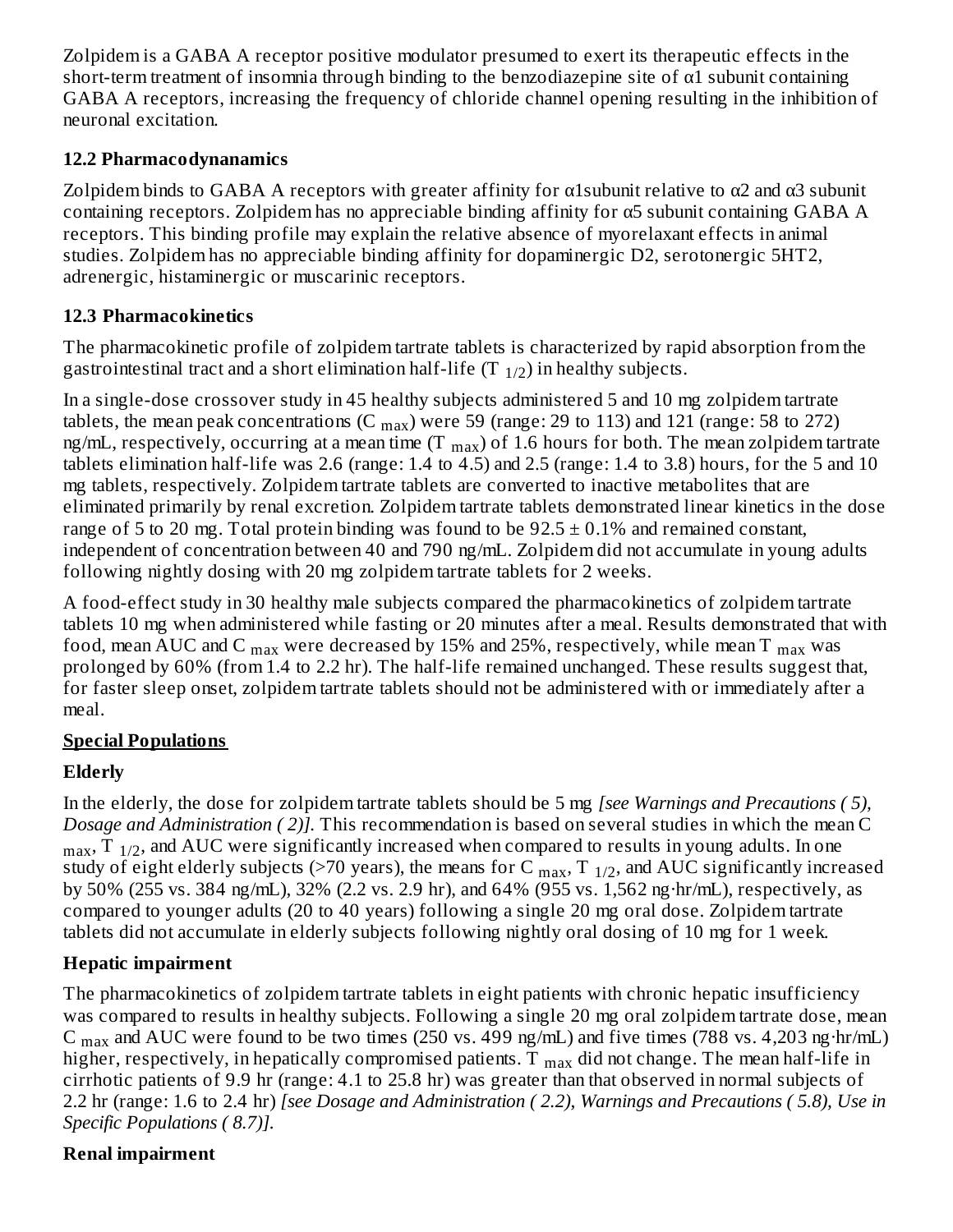Zolpidem is a GABA A receptor positive modulator presumed to exert its therapeutic effects in the short-term treatment of insomnia through binding to the benzodiazepine site of α1 subunit containing GABA A receptors, increasing the frequency of chloride channel opening resulting in the inhibition of neuronal excitation.

### 12.2 Pharmacodynanamics

Zolpidem binds to GABA A receptors with greater affinity for α1subunit relative to α2 and α3 subunit containing receptors. Zolpidem has no appreciable binding affinity for α5 subunit containing GABA A receptors. This binding profile may explain the relative absence of myorelaxant effects in animal studies. Zolpidem has no appreciable binding affinity for dopaminergic D2, serotonergic 5HT2, adrenergic, histaminergic or muscarinic receptors.

### 12.3 Pharmacokinetics

The pharmacokinetic profile of zolpidem tartrate tablets is characterized by rapid absorption from the gastrointestinal tract and a short elimination half-life ($T_{1/2}$) in healthy subjects.

In a single-dose crossover study in 45 healthy subjects administered 5 and 10 mg zolpidem tartrate tablets, the mean peak concentrations ($C_{max}$) were 59 (range: 29 to 113) and 121 (range: 58 to 272) ng/mL, respectively, occurring at a mean time ($T_{max}$) of 1.6 hours for both. The mean zolpidem tartrate tablets elimination half-life was 2.6 (range: 1.4 to 4.5) and 2.5 (range: 1.4 to 3.8) hours, for the 5 and 10 mg tablets, respectively. Zolpidem tartrate tablets are converted to inactive metabolites that are eliminated primarily by renal excretion. Zolpidem tartrate tablets demonstrated linear kinetics in the dose range of 5 to 20 mg. Total protein binding was found to be 92.5 ± 0.1% and remained constant, independent of concentration between 40 and 790 ng/mL. Zolpidem did not accumulate in young adults following nightly dosing with 20 mg zolpidem tartrate tablets for 2 weeks.

A food-effect study in 30 healthy male subjects compared the pharmacokinetics of zolpidem tartrate tablets 10 mg when administered while fasting or 20 minutes after a meal. Results demonstrated that with food, mean AUC and $C_{max}$ were decreased by 15% and 25%, respectively, while mean $T_{max}$ was prolonged by 60% (from 1.4 to 2.2 hr). The half-life remained unchanged. These results suggest that, for faster sleep onset, zolpidem tartrate tablets should not be administered with or immediately after a meal.

**Special Populations**

**Elderly**

In the elderly, the dose for zolpidem tartrate tablets should be 5 mg *[see Warnings and Precautions ( 5), Dosage and Administration ( 2)].* This recommendation is based on several studies in which the mean $C_{max}$, $T_{1/2}$, and AUC were significantly increased when compared to results in young adults. In one study of eight elderly subjects (>70 years), the means for $C_{max}$, $T_{1/2}$, and AUC significantly increased by 50% (255 vs. 384 ng/mL), 32% (2.2 vs. 2.9 hr), and 64% (955 vs. 1,562 ng·hr/mL), respectively, as compared to younger adults (20 to 40 years) following a single 20 mg oral dose. Zolpidem tartrate tablets did not accumulate in elderly subjects following nightly oral dosing of 10 mg for 1 week.

**Hepatic impairment**

The pharmacokinetics of zolpidem tartrate tablets in eight patients with chronic hepatic insufficiency was compared to results in healthy subjects. Following a single 20 mg oral zolpidem tartrate dose, mean $C_{max}$ and AUC were found to be two times (250 vs. 499 ng/mL) and five times (788 vs. 4,203 ng·hr/mL) higher, respectively, in hepatically compromised patients. $T_{max}$ did not change. The mean half-life in cirrhotic patients of 9.9 hr (range: 4.1 to 25.8 hr) was greater than that observed in normal subjects of 2.2 hr (range: 1.6 to 2.4 hr) *[see Dosage and Administration ( 2.2), Warnings and Precautions ( 5.8), Use in Specific Populations ( 8.7)].*

**Renal impairment**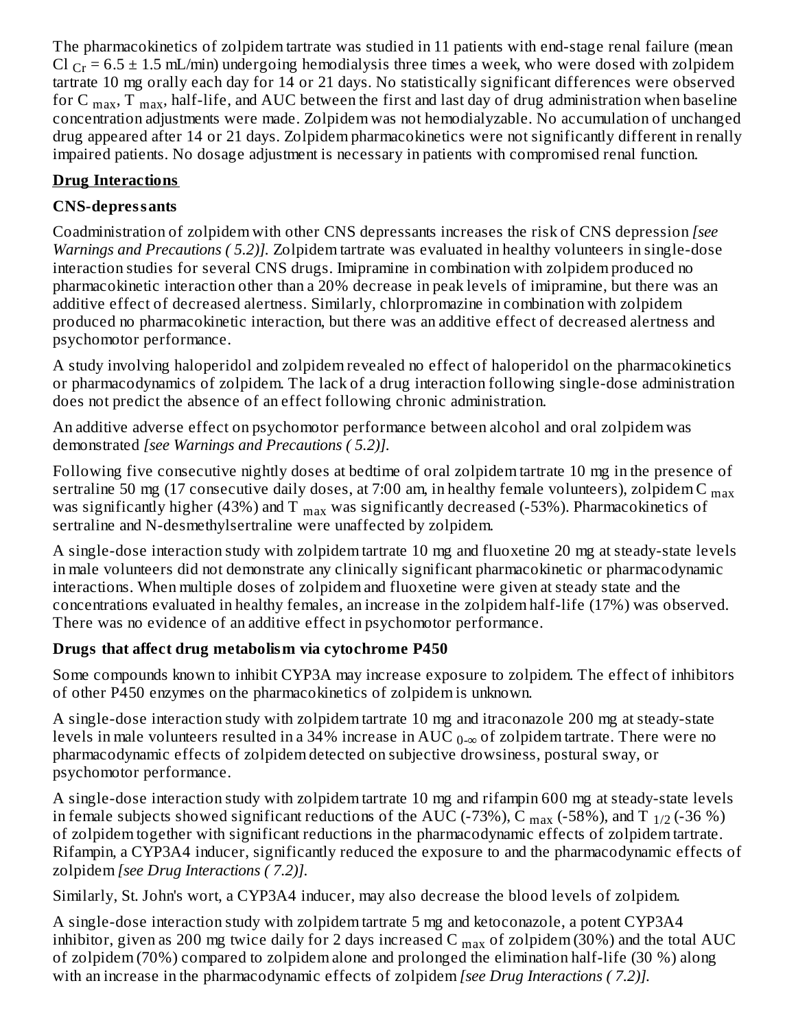The pharmacokinetics of zolpidem tartrate was studied in 11 patients with end-stage renal failure (mean $Cl_{Cr}$ = 6.5 ± 1.5 mL/min) undergoing hemodialysis three times a week, who were dosed with zolpidem tartrate 10 mg orally each day for 14 or 21 days. No statistically significant differences were observed for $C_{max}$, $T_{max}$, half-life, and AUC between the first and last day of drug administration when baseline concentration adjustments were made. Zolpidem was not hemodialyzable. No accumulation of unchanged drug appeared after 14 or 21 days. Zolpidem pharmacokinetics were not significantly different in renally impaired patients. No dosage adjustment is necessary in patients with compromised renal function.

**Drug Interactions**

**CNS-depressants**

Coadministration of zolpidem with other CNS depressants increases the risk of CNS depression *[see Warnings and Precautions ( 5.2)]*. Zolpidem tartrate was evaluated in healthy volunteers in single-dose interaction studies for several CNS drugs. Imipramine in combination with zolpidem produced no pharmacokinetic interaction other than a 20% decrease in peak levels of imipramine, but there was an additive effect of decreased alertness. Similarly, chlorpromazine in combination with zolpidem produced no pharmacokinetic interaction, but there was an additive effect of decreased alertness and psychomotor performance.

A study involving haloperidol and zolpidem revealed no effect of haloperidol on the pharmacokinetics or pharmacodynamics of zolpidem. The lack of a drug interaction following single-dose administration does not predict the absence of an effect following chronic administration.

An additive adverse effect on psychomotor performance between alcohol and oral zolpidem was demonstrated *[see Warnings and Precautions ( 5.2)]*.

Following five consecutive nightly doses at bedtime of oral zolpidem tartrate 10 mg in the presence of sertraline 50 mg (17 consecutive daily doses, at 7:00 am, in healthy female volunteers), zolpidem $C_{max}$ was significantly higher (43%) and $T_{max}$ was significantly decreased (-53%). Pharmacokinetics of sertraline and N-desmethylsertraline were unaffected by zolpidem.

A single-dose interaction study with zolpidem tartrate 10 mg and fluoxetine 20 mg at steady-state levels in male volunteers did not demonstrate any clinically significant pharmacokinetic or pharmacodynamic interactions. When multiple doses of zolpidem and fluoxetine were given at steady state and the concentrations evaluated in healthy females, an increase in the zolpidem half-life (17%) was observed. There was no evidence of an additive effect in psychomotor performance.

**Drugs that affect drug metabolism via cytochrome P450**

Some compounds known to inhibit CYP3A may increase exposure to zolpidem. The effect of inhibitors of other P450 enzymes on the pharmacokinetics of zolpidem is unknown.

A single-dose interaction study with zolpidem tartrate 10 mg and itraconazole 200 mg at steady-state levels in male volunteers resulted in a 34% increase in $AUC_{0-\infty}$ of zolpidem tartrate. There were no pharmacodynamic effects of zolpidem detected on subjective drowsiness, postural sway, or psychomotor performance.

A single-dose interaction study with zolpidem tartrate 10 mg and rifampin 600 mg at steady-state levels in female subjects showed significant reductions of the AUC (-73%), $C_{max}$ (-58%), and $T_{1/2}$ (-36 %) of zolpidem together with significant reductions in the pharmacodynamic effects of zolpidem tartrate. Rifampin, a CYP3A4 inducer, significantly reduced the exposure to and the pharmacodynamic effects of zolpidem *[see Drug Interactions ( 7.2)]*.

Similarly, St. John's wort, a CYP3A4 inducer, may also decrease the blood levels of zolpidem.

A single-dose interaction study with zolpidem tartrate 5 mg and ketoconazole, a potent CYP3A4 inhibitor, given as 200 mg twice daily for 2 days increased $C_{max}$ of zolpidem (30%) and the total AUC of zolpidem (70%) compared to zolpidem alone and prolonged the elimination half-life (30 %) along with an increase in the pharmacodynamic effects of zolpidem *[see Drug Interactions ( 7.2)]*.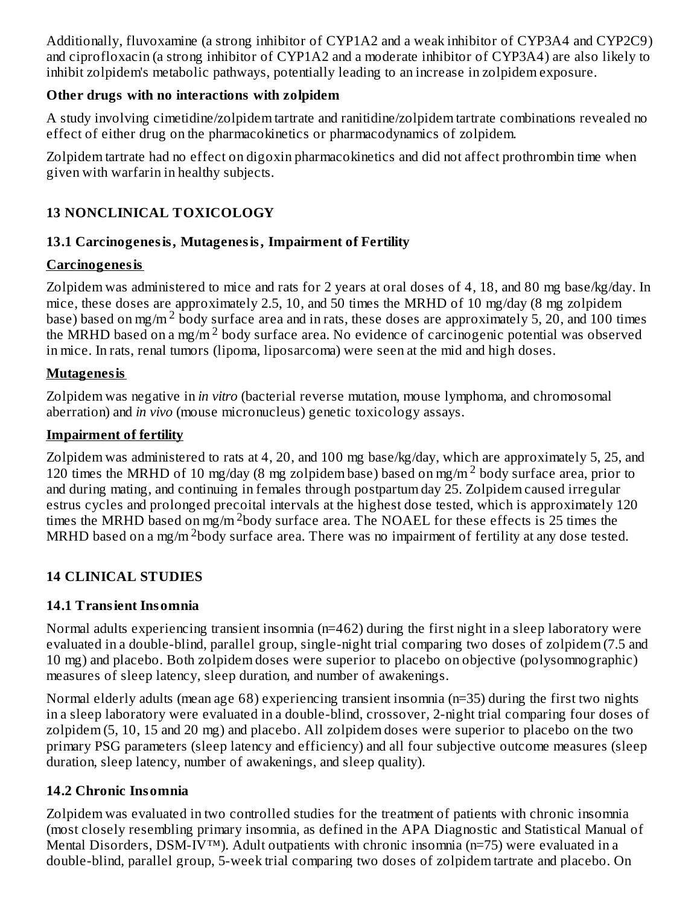Additionally, fluvoxamine (a strong inhibitor of CYP1A2 and a weak inhibitor of CYP3A4 and CYP2C9) and ciprofloxacin (a strong inhibitor of CYP1A2 and a moderate inhibitor of CYP3A4) are also likely to inhibit zolpidem's metabolic pathways, potentially leading to an increase in zolpidem exposure.

**Other drugs with no interactions with zolpidem**

A study involving cimetidine/zolpidem tartrate and ranitidine/zolpidem tartrate combinations revealed no effect of either drug on the pharmacokinetics or pharmacodynamics of zolpidem.

Zolpidem tartrate had no effect on digoxin pharmacokinetics and did not affect prothrombin time when given with warfarin in healthy subjects.

## 13 NONCLINICAL TOXICOLOGY

### 13.1 Carcinogenesis, Mutagenesis, Impairment of Fertility

**Carcinogenesis**

Zolpidem was administered to mice and rats for 2 years at oral doses of 4, 18, and 80 mg base/kg/day. In mice, these doses are approximately 2.5, 10, and 50 times the MRHD of 10 mg/day (8 mg zolpidem base) based on mg/m$^2$ body surface area and in rats, these doses are approximately 5, 20, and 100 times the MRHD based on a mg/m$^2$ body surface area. No evidence of carcinogenic potential was observed in mice. In rats, renal tumors (lipoma, liposarcoma) were seen at the mid and high doses.

**Mutagenesis**

Zolpidem was negative in *in vitro* (bacterial reverse mutation, mouse lymphoma, and chromosomal aberration) and *in vivo* (mouse micronucleus) genetic toxicology assays.

**Impairment of fertility**

Zolpidem was administered to rats at 4, 20, and 100 mg base/kg/day, which are approximately 5, 25, and 120 times the MRHD of 10 mg/day (8 mg zolpidem base) based on mg/m$^2$ body surface area, prior to and during mating, and continuing in females through postpartum day 25. Zolpidem caused irregular estrus cycles and prolonged precoital intervals at the highest dose tested, which is approximately 120 times the MRHD based on mg/m$^2$body surface area. The NOAEL for these effects is 25 times the MRHD based on a mg/m$^2$body surface area. There was no impairment of fertility at any dose tested.

## 14 CLINICAL STUDIES

### 14.1 Transient Insomnia

Normal adults experiencing transient insomnia (n=462) during the first night in a sleep laboratory were evaluated in a double-blind, parallel group, single-night trial comparing two doses of zolpidem (7.5 and 10 mg) and placebo. Both zolpidem doses were superior to placebo on objective (polysomnographic) measures of sleep latency, sleep duration, and number of awakenings.

Normal elderly adults (mean age 68) experiencing transient insomnia (n=35) during the first two nights in a sleep laboratory were evaluated in a double-blind, crossover, 2-night trial comparing four doses of zolpidem (5, 10, 15 and 20 mg) and placebo. All zolpidem doses were superior to placebo on the two primary PSG parameters (sleep latency and efficiency) and all four subjective outcome measures (sleep duration, sleep latency, number of awakenings, and sleep quality).

### 14.2 Chronic Insomnia

Zolpidem was evaluated in two controlled studies for the treatment of patients with chronic insomnia (most closely resembling primary insomnia, as defined in the APA Diagnostic and Statistical Manual of Mental Disorders, DSM-IV™). Adult outpatients with chronic insomnia (n=75) were evaluated in a double-blind, parallel group, 5-week trial comparing two doses of zolpidem tartrate and placebo. On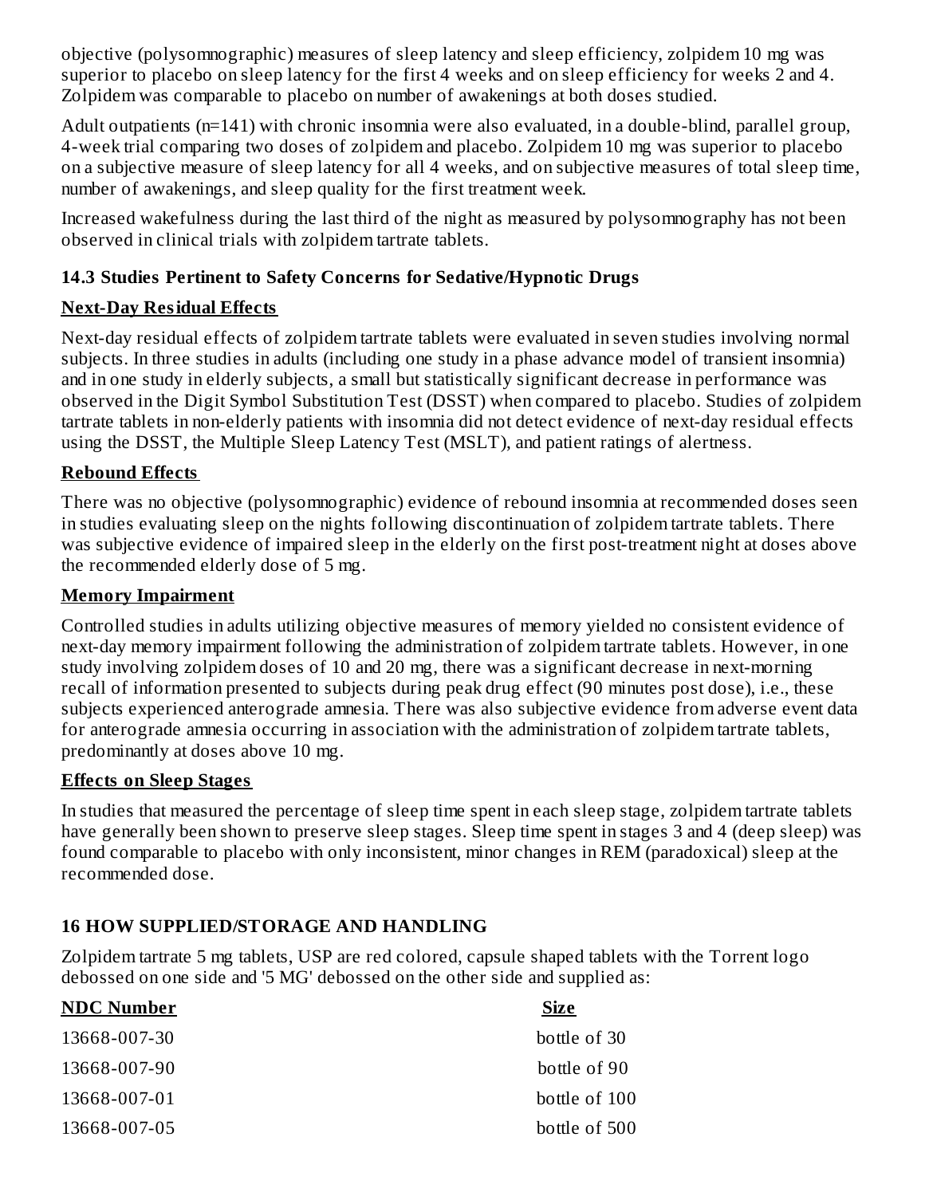objective (polysomnographic) measures of sleep latency and sleep efficiency, zolpidem 10 mg was superior to placebo on sleep latency for the first 4 weeks and on sleep efficiency for weeks 2 and 4. Zolpidem was comparable to placebo on number of awakenings at both doses studied.

Adult outpatients (n=141) with chronic insomnia were also evaluated, in a double-blind, parallel group, 4-week trial comparing two doses of zolpidem and placebo. Zolpidem 10 mg was superior to placebo on a subjective measure of sleep latency for all 4 weeks, and on subjective measures of total sleep time, number of awakenings, and sleep quality for the first treatment week.

Increased wakefulness during the last third of the night as measured by polysomnography has not been observed in clinical trials with zolpidem tartrate tablets.

### 14.3 Studies Pertinent to Safety Concerns for Sedative/Hypnotic Drugs

**Next-Day Residual Effects**

Next-day residual effects of zolpidem tartrate tablets were evaluated in seven studies involving normal subjects. In three studies in adults (including one study in a phase advance model of transient insomnia) and in one study in elderly subjects, a small but statistically significant decrease in performance was observed in the Digit Symbol Substitution Test (DSST) when compared to placebo. Studies of zolpidem tartrate tablets in non-elderly patients with insomnia did not detect evidence of next-day residual effects using the DSST, the Multiple Sleep Latency Test (MSLT), and patient ratings of alertness.

**Rebound Effects**

There was no objective (polysomnographic) evidence of rebound insomnia at recommended doses seen in studies evaluating sleep on the nights following discontinuation of zolpidem tartrate tablets. There was subjective evidence of impaired sleep in the elderly on the first post-treatment night at doses above the recommended elderly dose of 5 mg.

**Memory Impairment**

Controlled studies in adults utilizing objective measures of memory yielded no consistent evidence of next-day memory impairment following the administration of zolpidem tartrate tablets. However, in one study involving zolpidem doses of 10 and 20 mg, there was a significant decrease in next-morning recall of information presented to subjects during peak drug effect (90 minutes post dose), i.e., these subjects experienced anterograde amnesia. There was also subjective evidence from adverse event data for anterograde amnesia occurring in association with the administration of zolpidem tartrate tablets, predominantly at doses above 10 mg.

**Effects on Sleep Stages**

In studies that measured the percentage of sleep time spent in each sleep stage, zolpidem tartrate tablets have generally been shown to preserve sleep stages. Sleep time spent in stages 3 and 4 (deep sleep) was found comparable to placebo with only inconsistent, minor changes in REM (paradoxical) sleep at the recommended dose.

## 16 HOW SUPPLIED/STORAGE AND HANDLING

Zolpidem tartrate 5 mg tablets, USP are red colored, capsule shaped tablets with the Torrent logo debossed on one side and '5 MG' debossed on the other side and supplied as:

| NDC Number | Size |
|---|---|
| 13668-007-30 | bottle of 30 |
| 13668-007-90 | bottle of 90 |
| 13668-007-01 | bottle of 100 |
| 13668-007-05 | bottle of 500 |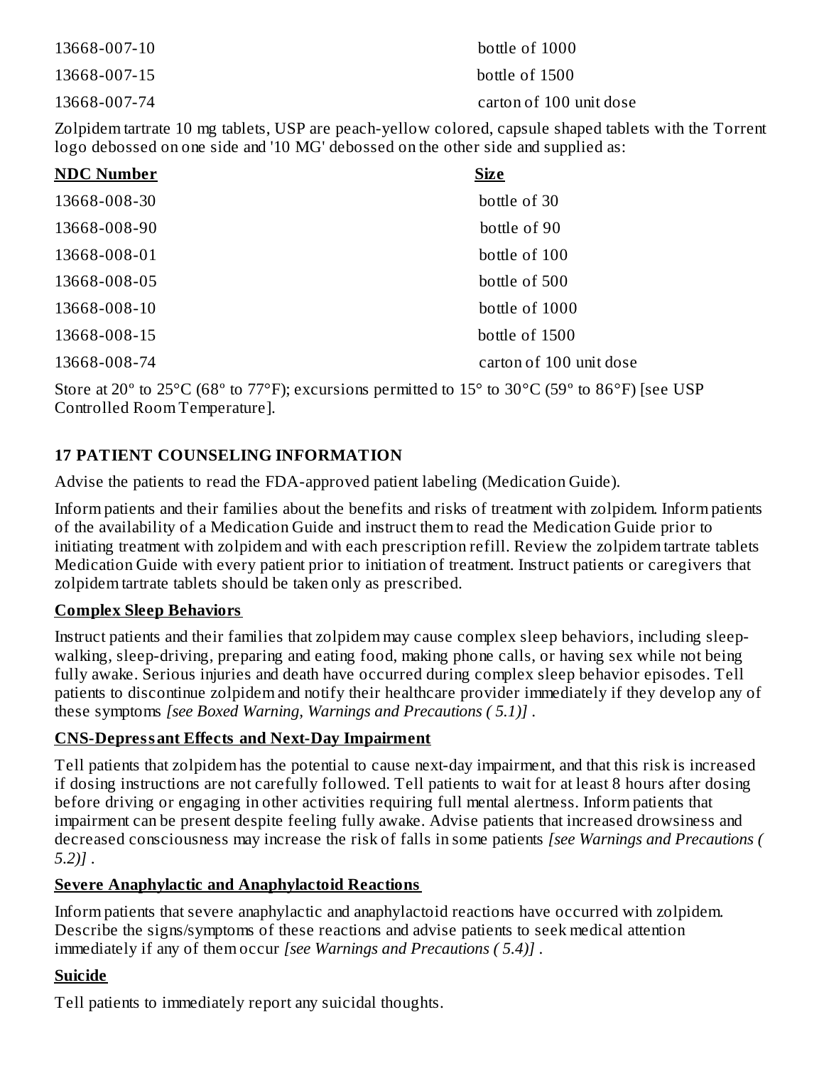| | |
|---|---|
| 13668-007-10 | bottle of 1000 |
| 13668-007-15 | bottle of 1500 |
| 13668-007-74 | carton of 100 unit dose |

Zolpidem tartrate 10 mg tablets, USP are peach-yellow colored, capsule shaped tablets with the Torrent logo debossed on one side and '10 MG' debossed on the other side and supplied as:

| NDC Number | Size |
|---|---|
| 13668-008-30 | bottle of 30 |
| 13668-008-90 | bottle of 90 |
| 13668-008-01 | bottle of 100 |
| 13668-008-05 | bottle of 500 |
| 13668-008-10 | bottle of 1000 |
| 13668-008-15 | bottle of 1500 |
| 13668-008-74 | carton of 100 unit dose |

Store at 20° to 25°C (68° to 77°F); excursions permitted to 15° to 30°C (59° to 86°F) [see USP Controlled Room Temperature].

## 17 PATIENT COUNSELING INFORMATION

Advise the patients to read the FDA-approved patient labeling (Medication Guide).

Inform patients and their families about the benefits and risks of treatment with zolpidem. Inform patients of the availability of a Medication Guide and instruct them to read the Medication Guide prior to initiating treatment with zolpidem and with each prescription refill. Review the zolpidem tartrate tablets Medication Guide with every patient prior to initiation of treatment. Instruct patients or caregivers that zolpidem tartrate tablets should be taken only as prescribed.

**Complex Sleep Behaviors**

Instruct patients and their families that zolpidem may cause complex sleep behaviors, including sleep-walking, sleep-driving, preparing and eating food, making phone calls, or having sex while not being fully awake. Serious injuries and death have occurred during complex sleep behavior episodes. Tell patients to discontinue zolpidem and notify their healthcare provider immediately if they develop any of these symptoms *[see Boxed Warning, Warnings and Precautions ( 5.1)]* .

**CNS-Depressant Effects and Next-Day Impairment**

Tell patients that zolpidem has the potential to cause next-day impairment, and that this risk is increased if dosing instructions are not carefully followed. Tell patients to wait for at least 8 hours after dosing before driving or engaging in other activities requiring full mental alertness. Inform patients that impairment can be present despite feeling fully awake. Advise patients that increased drowsiness and decreased consciousness may increase the risk of falls in some patients *[see Warnings and Precautions ( 5.2)]* .

**Severe Anaphylactic and Anaphylactoid Reactions**

Inform patients that severe anaphylactic and anaphylactoid reactions have occurred with zolpidem. Describe the signs/symptoms of these reactions and advise patients to seek medical attention immediately if any of them occur *[see Warnings and Precautions ( 5.4)]* .

**Suicide**

Tell patients to immediately report any suicidal thoughts.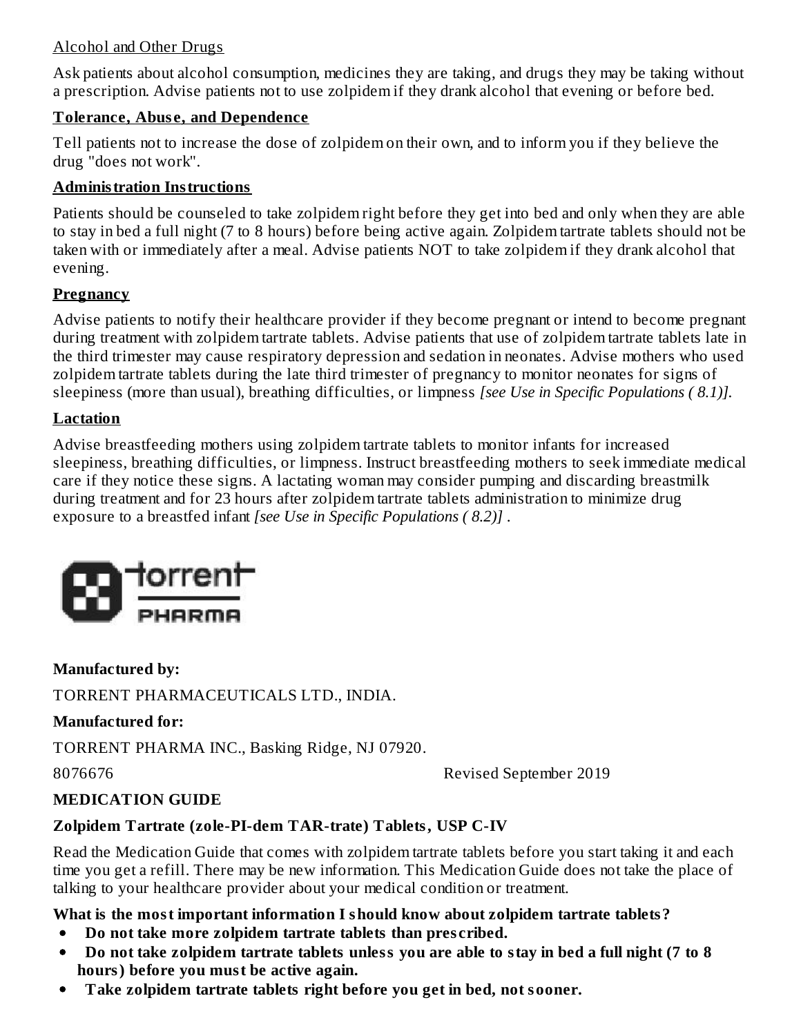Alcohol and Other Drugs

Ask patients about alcohol consumption, medicines they are taking, and drugs they may be taking without a prescription. Advise patients not to use zolpidem if they drank alcohol that evening or before bed.

**Tolerance, Abuse, and Dependence**

Tell patients not to increase the dose of zolpidem on their own, and to inform you if they believe the drug "does not work".

**Administration Instructions**

Patients should be counseled to take zolpidem right before they get into bed and only when they are able to stay in bed a full night (7 to 8 hours) before being active again. Zolpidem tartrate tablets should not be taken with or immediately after a meal. Advise patients NOT to take zolpidem if they drank alcohol that evening.

**Pregnancy**

Advise patients to notify their healthcare provider if they become pregnant or intend to become pregnant during treatment with zolpidem tartrate tablets. Advise patients that use of zolpidem tartrate tablets late in the third trimester may cause respiratory depression and sedation in neonates. Advise mothers who used zolpidem tartrate tablets during the late third trimester of pregnancy to monitor neonates for signs of sleepiness (more than usual), breathing difficulties, or limpness *[see Use in Specific Populations ( 8.1)].*

**Lactation**

Advise breastfeeding mothers using zolpidem tartrate tablets to monitor infants for increased sleepiness, breathing difficulties, or limpness. Instruct breastfeeding mothers to seek immediate medical care if they notice these signs. A lactating woman may consider pumping and discarding breastmilk during treatment and for 23 hours after zolpidem tartrate tablets administration to minimize drug exposure to a breastfed infant *[see Use in Specific Populations ( 8.2)]* .

torrent PHARMA

**Manufactured by:**

TORRENT PHARMACEUTICALS LTD., INDIA.

**Manufactured for:**

TORRENT PHARMA INC., Basking Ridge, NJ 07920.

8076676 Revised September 2019

**MEDICATION GUIDE**

**Zolpidem Tartrate (zole-PI-dem TAR-trate) Tablets, USP C-IV**

Read the Medication Guide that comes with zolpidem tartrate tablets before you start taking it and each time you get a refill. There may be new information. This Medication Guide does not take the place of talking to your healthcare provider about your medical condition or treatment.

**What is the most important information I should know about zolpidem tartrate tablets?**

- **Do not take more zolpidem tartrate tablets than prescribed.**
- **Do not take zolpidem tartrate tablets unless you are able to stay in bed a full night (7 to 8 hours) before you must be active again.**
- **Take zolpidem tartrate tablets right before you get in bed, not sooner.**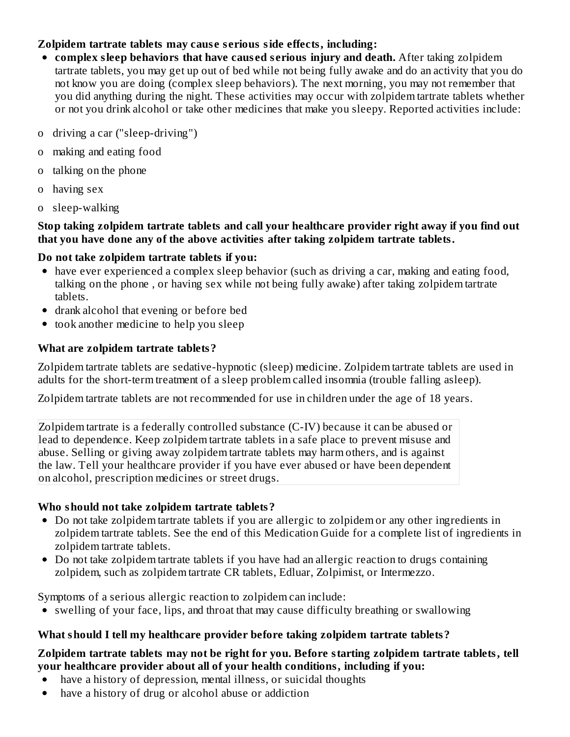**Zolpidem tartrate tablets may cause serious side effects, including:**

- **complex sleep behaviors that have caused serious injury and death.** After taking zolpidem tartrate tablets, you may get up out of bed while not being fully awake and do an activity that you do not know you are doing (complex sleep behaviors). The next morning, you may not remember that you did anything during the night. These activities may occur with zolpidem tartrate tablets whether or not you drink alcohol or take other medicines that make you sleepy. Reported activities include:

o driving a car ("sleep-driving")

o making and eating food

o talking on the phone

o having sex

o sleep-walking

**Stop taking zolpidem tartrate tablets and call your healthcare provider right away if you find out that you have done any of the above activities after taking zolpidem tartrate tablets.**

**Do not take zolpidem tartrate tablets if you:**

- have ever experienced a complex sleep behavior (such as driving a car, making and eating food, talking on the phone , or having sex while not being fully awake) after taking zolpidem tartrate tablets.
- drank alcohol that evening or before bed
- took another medicine to help you sleep

**What are zolpidem tartrate tablets?**

Zolpidem tartrate tablets are sedative-hypnotic (sleep) medicine. Zolpidem tartrate tablets are used in adults for the short-term treatment of a sleep problem called insomnia (trouble falling asleep).

Zolpidem tartrate tablets are not recommended for use in children under the age of 18 years.

| Zolpidem tartrate is a federally controlled substance (C-IV) because it can be abused or lead to dependence. Keep zolpidem tartrate tablets in a safe place to prevent misuse and abuse. Selling or giving away zolpidem tartrate tablets may harm others, and is against the law. Tell your healthcare provider if you have ever abused or have been dependent on alcohol, prescription medicines or street drugs. |
|---|

**Who should not take zolpidem tartrate tablets?**

- Do not take zolpidem tartrate tablets if you are allergic to zolpidem or any other ingredients in zolpidem tartrate tablets. See the end of this Medication Guide for a complete list of ingredients in zolpidem tartrate tablets.
- Do not take zolpidem tartrate tablets if you have had an allergic reaction to drugs containing zolpidem, such as zolpidem tartrate CR tablets, Edluar, Zolpimist, or Intermezzo.

Symptoms of a serious allergic reaction to zolpidem can include:

- swelling of your face, lips, and throat that may cause difficulty breathing or swallowing

**What should I tell my healthcare provider before taking zolpidem tartrate tablets?**

**Zolpidem tartrate tablets may not be right for you. Before starting zolpidem tartrate tablets, tell your healthcare provider about all of your health conditions, including if you:**

- have a history of depression, mental illness, or suicidal thoughts
- have a history of drug or alcohol abuse or addiction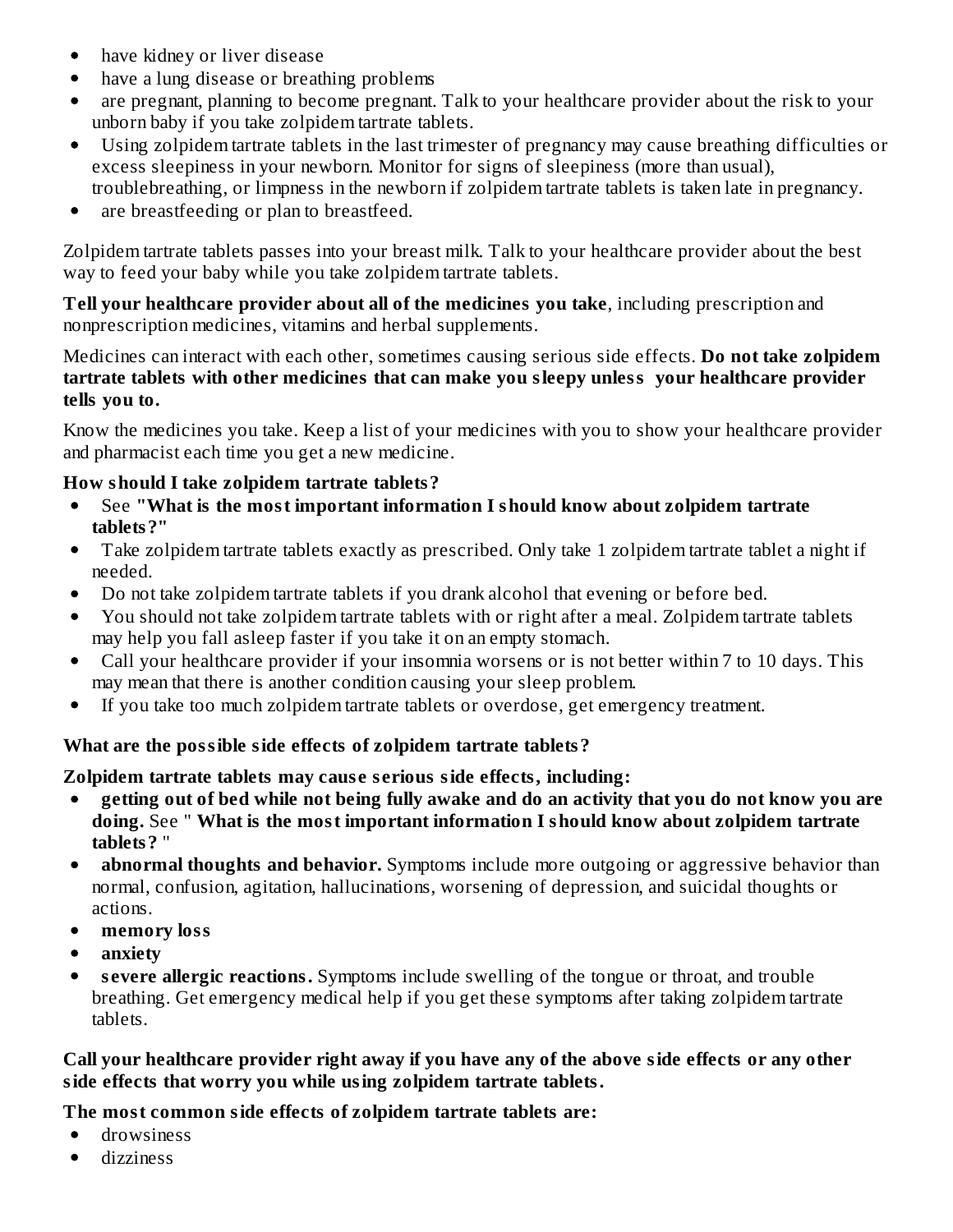- have kidney or liver disease
- have a lung disease or breathing problems
- are pregnant, planning to become pregnant. Talk to your healthcare provider about the risk to your unborn baby if you take zolpidem tartrate tablets.
- Using zolpidem tartrate tablets in the last trimester of pregnancy may cause breathing difficulties or excess sleepiness in your newborn. Monitor for signs of sleepiness (more than usual), troublebreathing, or limpness in the newborn if zolpidem tartrate tablets is taken late in pregnancy.
- are breastfeeding or plan to breastfeed.

Zolpidem tartrate tablets passes into your breast milk. Talk to your healthcare provider about the best way to feed your baby while you take zolpidem tartrate tablets.

**Tell your healthcare provider about all of the medicines you take**, including prescription and nonprescription medicines, vitamins and herbal supplements.

Medicines can interact with each other, sometimes causing serious side effects. **Do not take zolpidem tartrate tablets with other medicines that can make you sleepy unless your healthcare provider tells you to.**

Know the medicines you take. Keep a list of your medicines with you to show your healthcare provider and pharmacist each time you get a new medicine.

**How should I take zolpidem tartrate tablets?**

- See **"What is the most important information I should know about zolpidem tartrate tablets?"**
- Take zolpidem tartrate tablets exactly as prescribed. Only take 1 zolpidem tartrate tablet a night if needed.
- Do not take zolpidem tartrate tablets if you drank alcohol that evening or before bed.
- You should not take zolpidem tartrate tablets with or right after a meal. Zolpidem tartrate tablets may help you fall asleep faster if you take it on an empty stomach.
- Call your healthcare provider if your insomnia worsens or is not better within 7 to 10 days. This may mean that there is another condition causing your sleep problem.
- If you take too much zolpidem tartrate tablets or overdose, get emergency treatment.

**What are the possible side effects of zolpidem tartrate tablets?**

**Zolpidem tartrate tablets may cause serious side effects, including:**

- **getting out of bed while not being fully awake and do an activity that you do not know you are doing.** See " **What is the most important information I should know about zolpidem tartrate tablets?** "
- **abnormal thoughts and behavior.** Symptoms include more outgoing or aggressive behavior than normal, confusion, agitation, hallucinations, worsening of depression, and suicidal thoughts or actions.
- **memory loss**
- **anxiety**
- **severe allergic reactions.** Symptoms include swelling of the tongue or throat, and trouble breathing. Get emergency medical help if you get these symptoms after taking zolpidem tartrate tablets.

**Call your healthcare provider right away if you have any of the above side effects or any other side effects that worry you while using zolpidem tartrate tablets.**

**The most common side effects of zolpidem tartrate tablets are:**

- drowsiness
- dizziness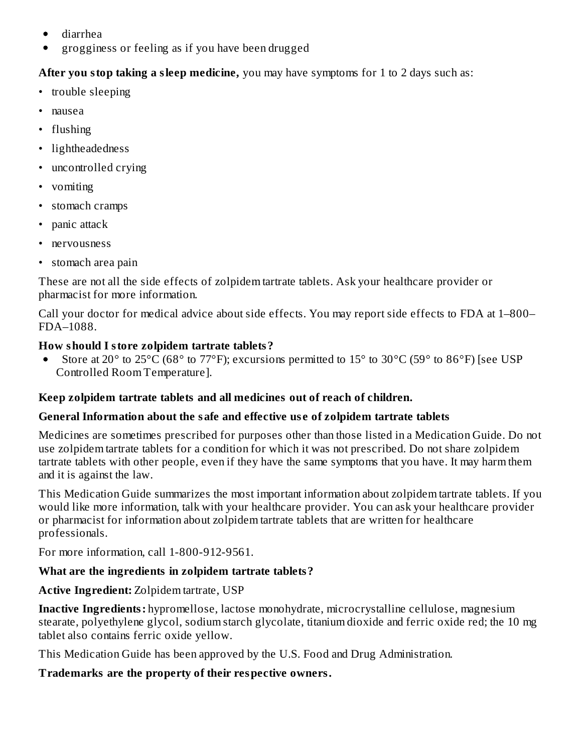- diarrhea
- grogginess or feeling as if you have been drugged

**After you stop taking a sleep medicine,** you may have symptoms for 1 to 2 days such as:

- trouble sleeping
- nausea
- flushing
- lightheadedness
- uncontrolled crying
- vomiting
- stomach cramps
- panic attack
- nervousness
- stomach area pain

These are not all the side effects of zolpidem tartrate tablets. Ask your healthcare provider or pharmacist for more information.

Call your doctor for medical advice about side effects. You may report side effects to FDA at 1–800–FDA–1088.

**How should I store zolpidem tartrate tablets?**

- Store at 20° to 25°C (68° to 77°F); excursions permitted to 15° to 30°C (59° to 86°F) [see USP Controlled Room Temperature].

**Keep zolpidem tartrate tablets and all medicines out of reach of children.**

**General Information about the safe and effective use of zolpidem tartrate tablets**

Medicines are sometimes prescribed for purposes other than those listed in a Medication Guide. Do not use zolpidem tartrate tablets for a condition for which it was not prescribed. Do not share zolpidem tartrate tablets with other people, even if they have the same symptoms that you have. It may harm them and it is against the law.

This Medication Guide summarizes the most important information about zolpidem tartrate tablets. If you would like more information, talk with your healthcare provider. You can ask your healthcare provider or pharmacist for information about zolpidem tartrate tablets that are written for healthcare professionals.

For more information, call 1-800-912-9561.

**What are the ingredients in zolpidem tartrate tablets?**

**Active Ingredient:** Zolpidem tartrate, USP

**Inactive Ingredients:** hypromellose, lactose monohydrate, microcrystalline cellulose, magnesium stearate, polyethylene glycol, sodium starch glycolate, titanium dioxide and ferric oxide red; the 10 mg tablet also contains ferric oxide yellow.

This Medication Guide has been approved by the U.S. Food and Drug Administration.

**Trademarks are the property of their respective owners.**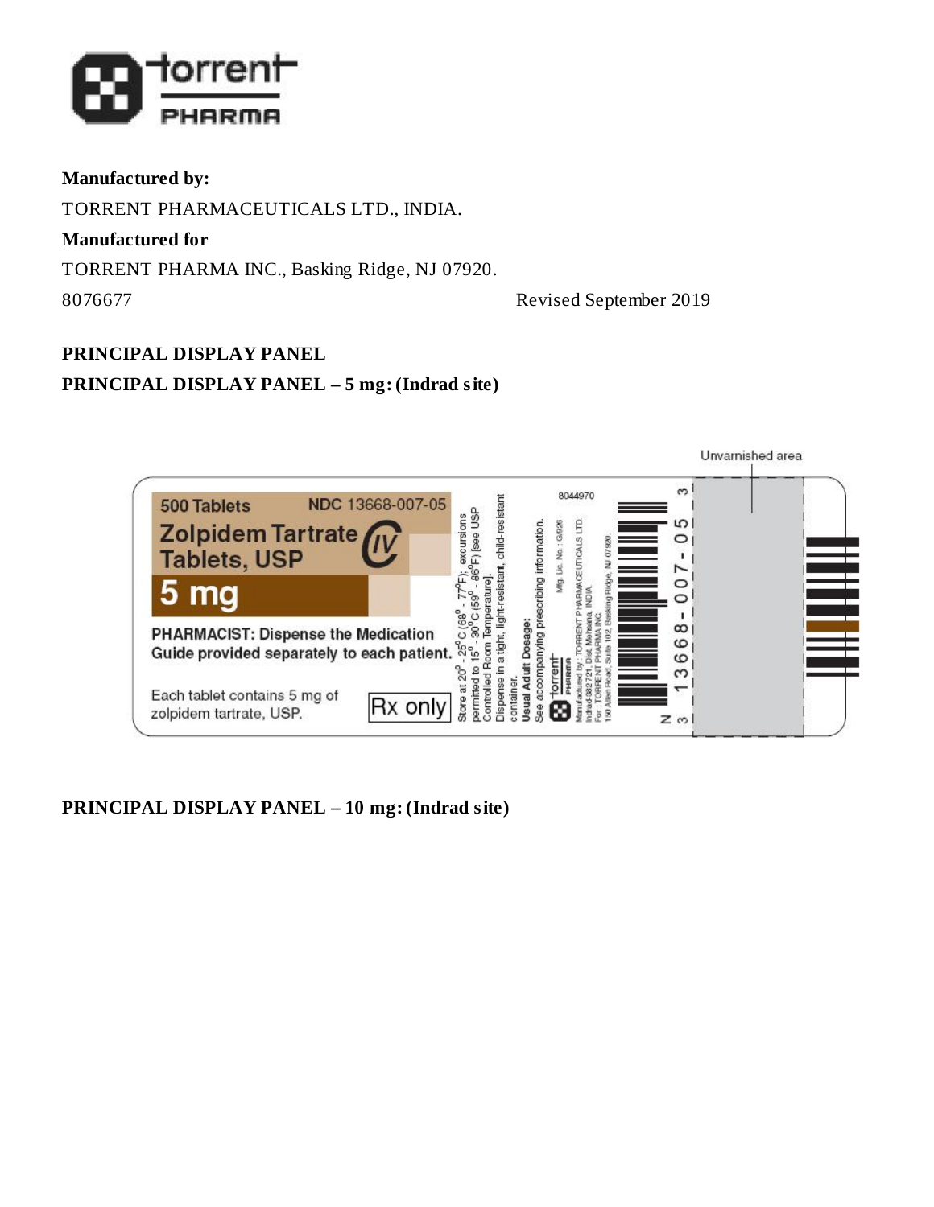**Manufactured by:**

TORRENT PHARMACEUTICALS LTD., INDIA.

**Manufactured for**

TORRENT PHARMA INC., Basking Ridge, NJ 07920.

8076677 Revised September 2019

**PRINCIPAL DISPLAY PANEL**

**PRINCIPAL DISPLAY PANEL – 5 mg: (Indrad site)**

500 Tablets NDC 13668-007-05

Zolpidem Tartrate Tablets, USP CIV

5 mg

PHARMACIST: Dispense the Medication Guide provided separately to each patient.

Each tablet contains 5 mg of zolpidem tartrate, USP.

Rx only

Store at 20° - 25°C (68° - 77°F); excursions permitted to 15° - 30°C (59° - 86°F) [see USP Controlled Room Temperature].

Dispense in a tight, light-resistant, child-resistant container.

**Usual Adult Dosage:**
See accompanying prescribing information.

Mfg. Lic. No.: G/926

Manufactured by: TORRENT PHARMACEUTICALS LTD. Indrad-382 721, Dist. Mehsana, INDIA.
For: TORRENT PHARMA INC. 150 Allen Road, Suite 102, Basking Ridge, NJ 07920.

8044970

N 3 13668-007-05 3

Unvarnished area

**PRINCIPAL DISPLAY PANEL – 10 mg: (Indrad site)**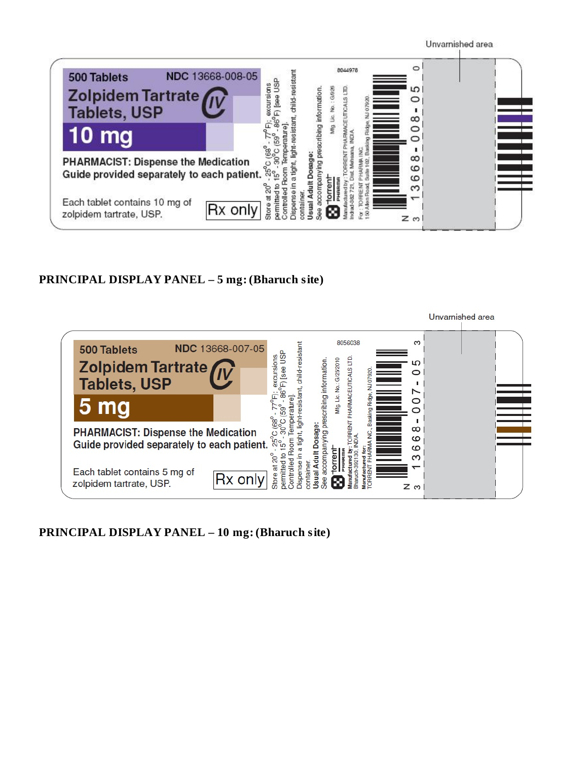Unvarnished area

500 Tablets NDC 13668-008-05

Zolpidem Tartrate Tablets, USP CIV

10 mg

PHARMACIST: Dispense the Medication Guide provided separately to each patient.

Each tablet contains 10 mg of zolpidem tartrate, USP.

Rx only

Store at 20° - 25°C (68° - 77°F); excursions permitted to 15° - 30°C (59° - 86°F) [see USP Controlled Room Temperature].

Dispense in a tight, light-resistant, child-resistant container.

**Usual Adult Dosage:**
See accompanying prescribing information.

8044978

Mfg. Lic. No.: G/926

torrent PHARMA

Manufactured by: TORRENT PHARMACEUTICALS LTD. Indrad-382 721, Dist. Mehsana, INDIA.

For: TORRENT PHARMA INC. 150 Allen Road, Suite 102, Basking Ridge, NJ 07920.

N 3 13668-008-05 0

**PRINCIPAL DISPLAY PANEL – 5 mg: (Bharuch site)**

Unvarnished area

500 Tablets NDC 13668-007-05

Zolpidem Tartrate Tablets, USP CIV

5 mg

PHARMACIST: Dispense the Medication Guide provided separately to each patient.

Each tablet contains 5 mg of zolpidem tartrate, USP.

Rx only

Store at 20° - 25°C (68° - 77°F); excursions permitted to 15° - 30°C (59° - 86°F) [see USP Controlled Room Temperature].

Dispense in a tight, light-resistant, child-resistant container.

**Usual Adult Dosage:**
See accompanying prescribing information.

8056038

Mfg. Lic. No.: G/25/2010

torrent PHARMA

**Manufactured by:** TORRENT PHARMACEUTICALS LTD. Bharuch-392130, INDIA.

**Manufactured for:** TORRENT PHARMA INC, Basking Ridge, NJ 07920.

N 3 13668-007-05 3

**PRINCIPAL DISPLAY PANEL – 10 mg: (Bharuch site)**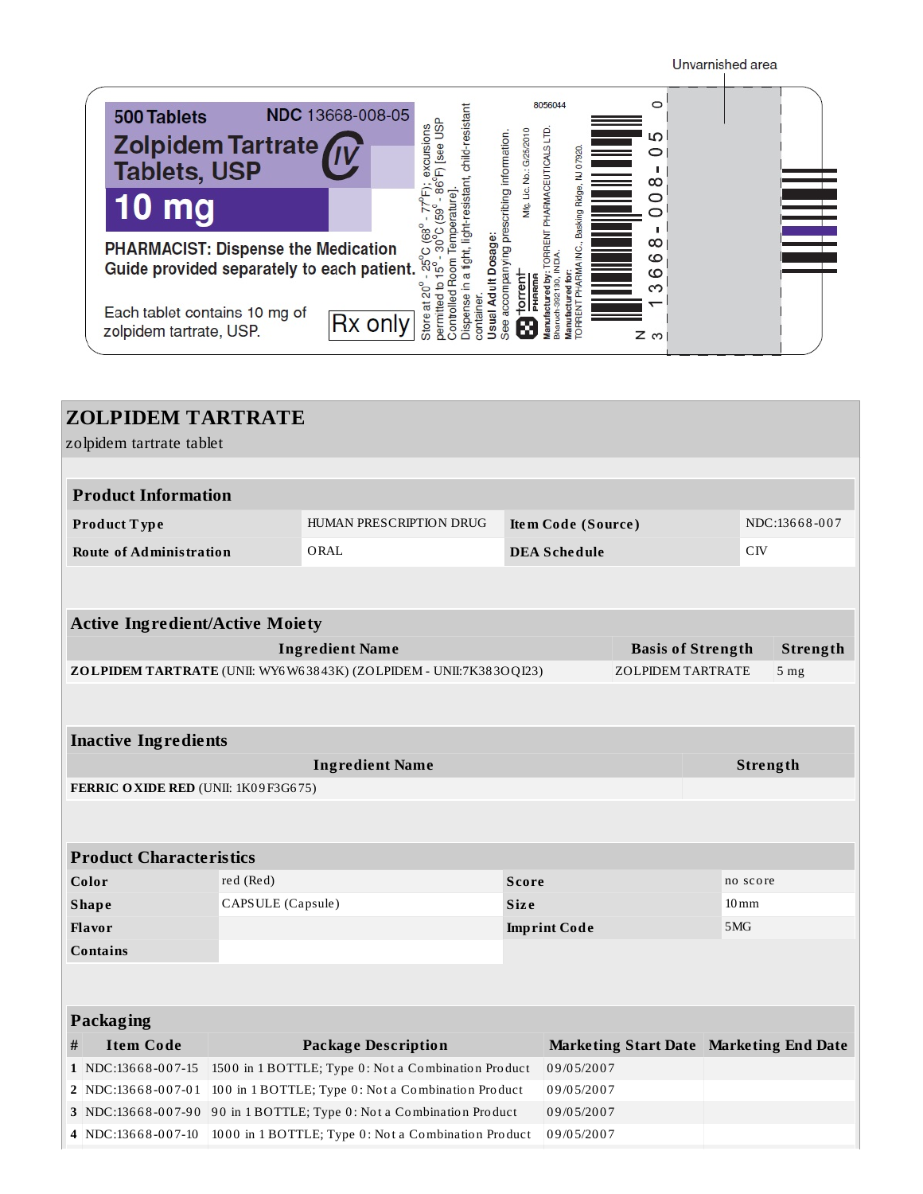Unvarnished area

500 Tablets NDC 13668-008-05

**Zolpidem Tartrate Tablets, USP** CIV

**10 mg**

**PHARMACIST: Dispense the Medication Guide provided separately to each patient.**

Each tablet contains 10 mg of zolpidem tartrate, USP.

Rx only

Store at 20° - 25°C (68° - 77°F); excursions permitted to 15° - 30°C (59° - 86°F) [see USP Controlled Room Temperature].

Dispense in a tight, light-resistant, child-resistant container.

**Usual Adult Dosage:** See accompanying prescribing information.

8056044

Mfg. Lic. No.: G/25/2010

torrent PHARMA

**Manufactured by:** TORRENT PHARMACEUTICALS LTD. Bharuch-392130, INDIA.

**Manufactured for:** TORRENT PHARMA INC., Basking Ridge, NJ 07920.

N 3 13668-008-05 0

# ZOLPIDEM TARTRATE

zolpidem tartrate tablet

| Product Information | | | |
|---|---|---|---|
| **Product Type** | HUMAN PRESCRIPTION DRUG | **Item Code (Source)** | NDC:13668-007 |
| **Route of Administration** | ORAL | **DEA Schedule** | CIV |

| Active Ingredient/Active Moiety | | |
|---|---|---|
| **Ingredient Name** | **Basis of Strength** | **Strength** |
| **ZOLPIDEM TARTRATE** (UNII: WY6W63843K) (ZOLPIDEM - UNII:7K383OQI23) | ZOLPIDEM TARTRATE | 5 mg |

| Inactive Ingredients | |
|---|---|
| **Ingredient Name** | **Strength** |
| **FERRIC OXIDE RED** (UNII: 1K09F3G675) | |

| Product Characteristics | | | |
|---|---|---|---|
| **Color** | red (Red) | **Score** | no score |
| **Shape** | CAPSULE (Capsule) | **Size** | 10mm |
| **Flavor** | | **Imprint Code** | 5MG |
| **Contains** | | | |

| Packaging | | | | |
|---|---|---|---|---|
| **#** | **Item Code** | **Package Description** | **Marketing Start Date** | **Marketing End Date** |
| 1 | NDC:13668-007-15 | 1500 in 1 BOTTLE; Type 0: Not a Combination Product | 09/05/2007 | |
| 2 | NDC:13668-007-01 | 100 in 1 BOTTLE; Type 0: Not a Combination Product | 09/05/2007 | |
| 3 | NDC:13668-007-90 | 90 in 1 BOTTLE; Type 0: Not a Combination Product | 09/05/2007 | |
| 4 | NDC:13668-007-10 | 1000 in 1 BOTTLE; Type 0: Not a Combination Product | 09/05/2007 | |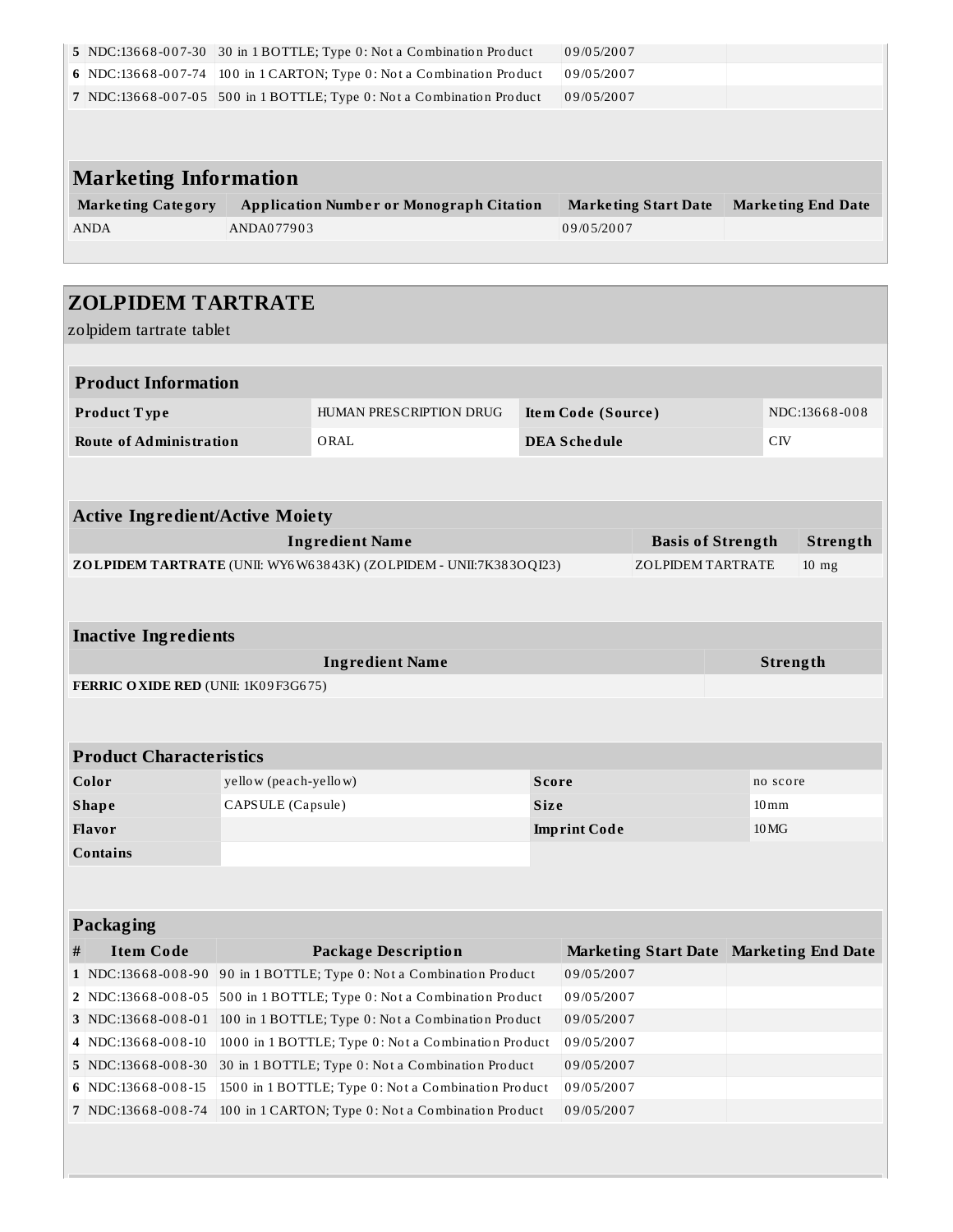| # | Item Code | Package Description | Marketing Start Date | Marketing End Date |
|---|---|---|---|---|
| 5 | NDC:13668-007-30 | 30 in 1 BOTTLE; Type 0: Not a Combination Product | 09/05/2007 | |
| 6 | NDC:13668-007-74 | 100 in 1 CARTON; Type 0: Not a Combination Product | 09/05/2007 | |
| 7 | NDC:13668-007-05 | 500 in 1 BOTTLE; Type 0: Not a Combination Product | 09/05/2007 | |

## Marketing Information

| Marketing Category | Application Number or Monograph Citation | Marketing Start Date | Marketing End Date |
|---|---|---|---|
| ANDA | ANDA077903 | 09/05/2007 | |

# ZOLPIDEM TARTRATE

zolpidem tartrate tablet

## Product Information

| | | | |
|---|---|---|---|
| **Product Type** | HUMAN PRESCRIPTION DRUG | **Item Code (Source)** | NDC:13668-008 |
| **Route of Administration** | ORAL | **DEA Schedule** | CIV |

## Active Ingredient/Active Moiety

| Ingredient Name | Basis of Strength | Strength |
|---|---|---|
| **ZOLPIDEM TARTRATE** (UNII: WY6W63843K) (ZOLPIDEM - UNII:7K383OQI23) | ZOLPIDEM TARTRATE | 10 mg |

## Inactive Ingredients

| Ingredient Name | Strength |
|---|---|
| **FERRIC OXIDE RED** (UNII: 1K09F3G675) | |

## Product Characteristics

| | | | |
|---|---|---|---|
| **Color** | yellow (peach-yellow) | **Score** | no score |
| **Shape** | CAPSULE (Capsule) | **Size** | 10mm |
| **Flavor** | | **Imprint Code** | 10MG |
| **Contains** | | | |

## Packaging

| # | Item Code | Package Description | Marketing Start Date | Marketing End Date |
|---|---|---|---|---|
| 1 | NDC:13668-008-90 | 90 in 1 BOTTLE; Type 0: Not a Combination Product | 09/05/2007 | |
| 2 | NDC:13668-008-05 | 500 in 1 BOTTLE; Type 0: Not a Combination Product | 09/05/2007 | |
| 3 | NDC:13668-008-01 | 100 in 1 BOTTLE; Type 0: Not a Combination Product | 09/05/2007 | |
| 4 | NDC:13668-008-10 | 1000 in 1 BOTTLE; Type 0: Not a Combination Product | 09/05/2007 | |
| 5 | NDC:13668-008-30 | 30 in 1 BOTTLE; Type 0: Not a Combination Product | 09/05/2007 | |
| 6 | NDC:13668-008-15 | 1500 in 1 BOTTLE; Type 0: Not a Combination Product | 09/05/2007 | |
| 7 | NDC:13668-008-74 | 100 in 1 CARTON; Type 0: Not a Combination Product | 09/05/2007 | |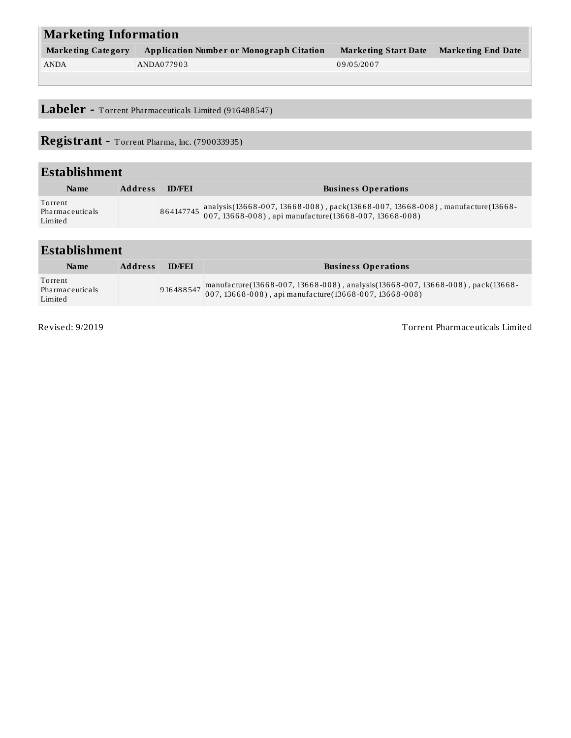## Marketing Information

| Marketing Category | Application Number or Monograph Citation | Marketing Start Date | Marketing End Date |
| --- | --- | --- | --- |
| ANDA | ANDA077903 | 09/05/2007 | |

## Labeler - Torrent Pharmaceuticals Limited (916488547)

## Registrant - Torrent Pharma, Inc. (790033935)

## Establishment

| Name | Address | ID/FEI | Business Operations |
| --- | --- | --- | --- |
| Torrent Pharmaceuticals Limited | | 864147745 | analysis(13668-007, 13668-008) , pack(13668-007, 13668-008) , manufacture(13668-007, 13668-008) , api manufacture(13668-007, 13668-008) |

## Establishment

| Name | Address | ID/FEI | Business Operations |
| --- | --- | --- | --- |
| Torrent Pharmaceuticals Limited | | 916488547 | manufacture(13668-007, 13668-008) , analysis(13668-007, 13668-008) , pack(13668-007, 13668-008) , api manufacture(13668-007, 13668-008) |

Revised: 9/2019

Torrent Pharmaceuticals Limited